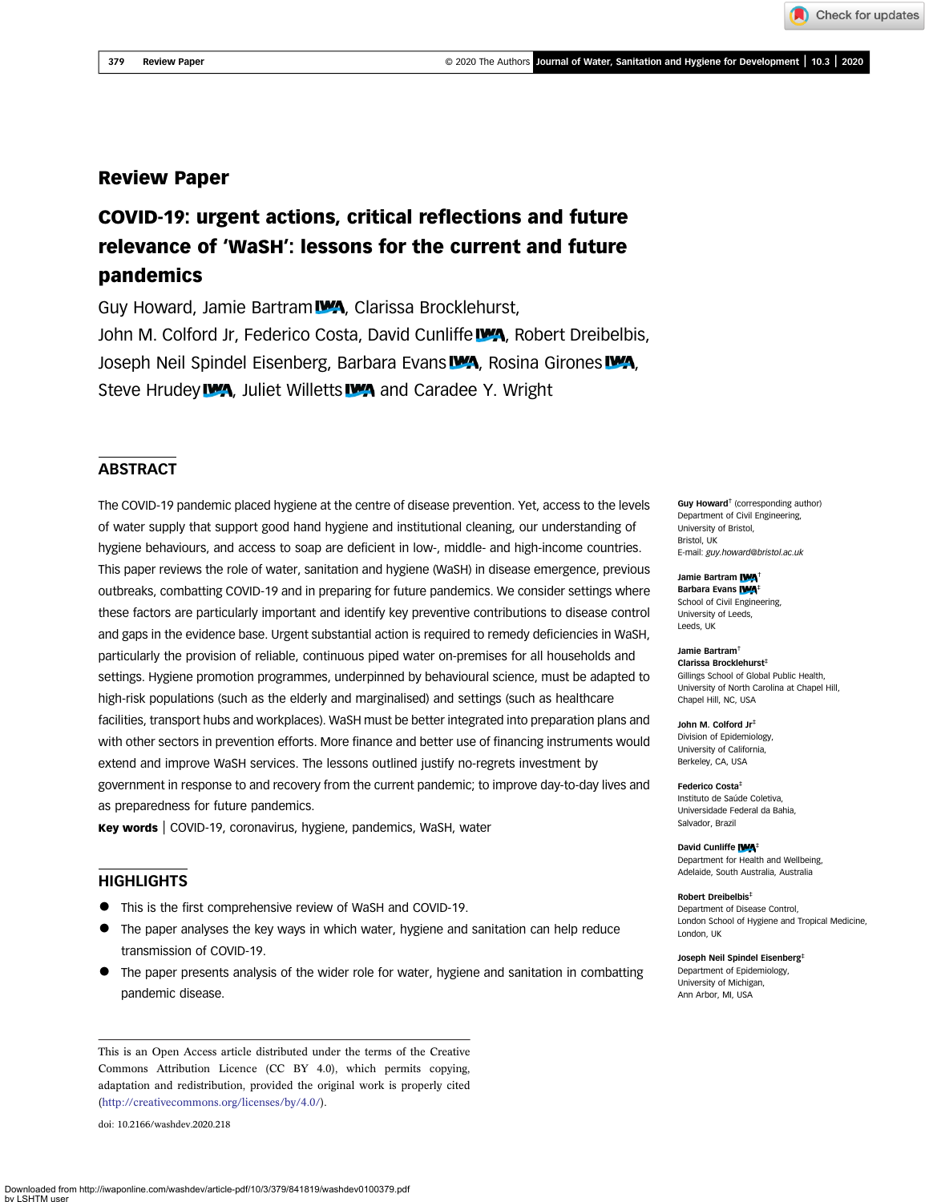## Review Paper

# COVID-19: urgent actions, critical reflections and future relevance of 'WaSH': lessons for the current and future pandemics

Guy Howard, Jamie Bartram, Clarissa Brocklehurst, John M. Colford Jr, Federico Costa, David Cunliffe, Robert Dreibelbis, Joseph Neil Spindel Eisenberg, Barbara Evans, Rosina Girones, Steve Hrudey, Juliet Willetts and Caradee Y. Wright

## ABSTRACT

The COVID-19 pandemic placed hygiene at the centre of disease prevention. Yet, access to the levels of water supply that support good hand hygiene and institutional cleaning, our understanding of hygiene behaviours, and access to soap are deficient in low-, middle- and high-income countries. This paper reviews the role of water, sanitation and hygiene (WaSH) in disease emergence, previous outbreaks, combatting COVID-19 and in preparing for future pandemics. We consider settings where these factors are particularly important and identify key preventive contributions to disease control and gaps in the evidence base. Urgent substantial action is required to remedy deficiencies in WaSH, particularly the provision of reliable, continuous piped water on-premises for all households and settings. Hygiene promotion programmes, underpinned by behavioural science, must be adapted to high-risk populations (such as the elderly and marginalised) and settings (such as healthcare facilities, transport hubs and workplaces). WaSH must be better integrated into preparation plans and with other sectors in prevention efforts. More finance and better use of financing instruments would extend and improve WaSH services. The lessons outlined justify no-regrets investment by government in response to and recovery from the current pandemic; to improve day-to-day lives and as preparedness for future pandemics.

**Key words** | COVID-19, coronavirus, hygiene, pandemics, WaSH, water

## HIGHLIGHTS

- This is the first comprehensive review of WaSH and COVID-19.
- The paper analyses the key ways in which water, hygiene and sanitation can help reduce transmission of COVID-19.
- The paper presents analysis of the wider role for water, hygiene and sanitation in combatting pandemic disease.

**Guy Howard**[†] (corresponding author)
Department of Civil Engineering,
University of Bristol,
Bristol, UK
E-mail: *guy.howard@bristol.ac.uk*

**Jamie Bartram**[†]
**Barbara Evans**[‡]
School of Civil Engineering,
University of Leeds,
Leeds, UK

**Jamie Bartram**[†]
**Clarissa Brocklehurst**[‡]
Gillings School of Global Public Health,
University of North Carolina at Chapel Hill,
Chapel Hill, NC, USA

**John M. Colford Jr**[‡]
Division of Epidemiology,
University of California,
Berkeley, CA, USA

**Federico Costa**[‡]
Instituto de Saúde Coletiva,
Universidade Federal da Bahia,
Salvador, Brazil

**David Cunliffe**[‡]
Department for Health and Wellbeing,
Adelaide, South Australia, Australia

**Robert Dreibelbis**[‡]
Department of Disease Control,
London School of Hygiene and Tropical Medicine,
London, UK

**Joseph Neil Spindel Eisenberg**[‡]
Department of Epidemiology,
University of Michigan,
Ann Arbor, MI, USA

This is an Open Access article distributed under the terms of the Creative Commons Attribution Licence (CC BY 4.0), which permits copying, adaptation and redistribution, provided the original work is properly cited (http://creativecommons.org/licenses/by/4.0/).

doi: 10.2166/washdev.2020.218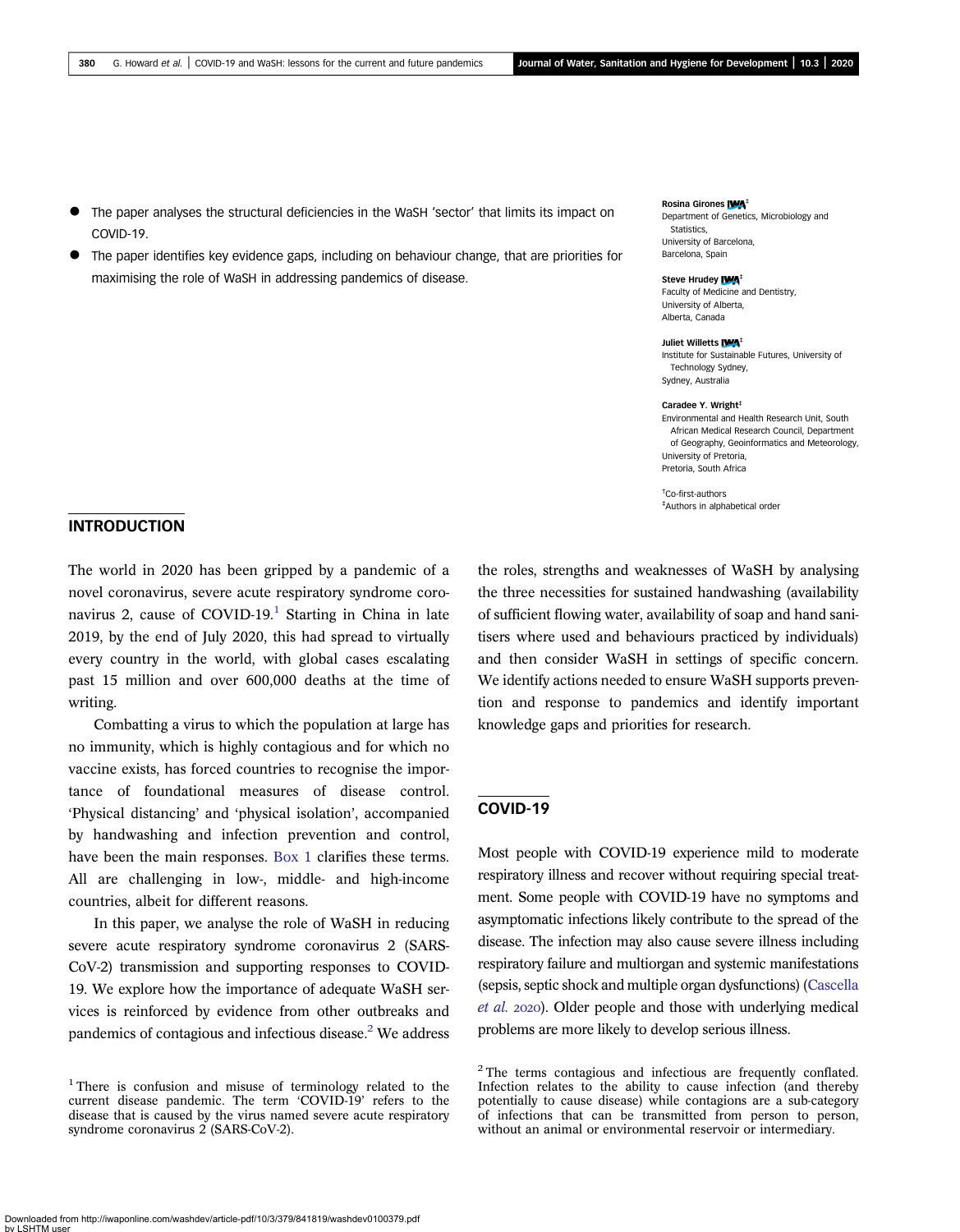- The paper analyses the structural deficiencies in the WaSH 'sector' that limits its impact on COVID-19.
- The paper identifies key evidence gaps, including on behaviour change, that are priorities for maximising the role of WaSH in addressing pandemics of disease.

**Rosina Girones**[‡]
Department of Genetics, Microbiology and Statistics,
University of Barcelona,
Barcelona, Spain

**Steve Hrudey**[‡]
Faculty of Medicine and Dentistry,
University of Alberta,
Alberta, Canada

**Juliet Willetts**[‡]
Institute for Sustainable Futures, University of Technology Sydney,
Sydney, Australia

**Caradee Y. Wright**[‡]
Environmental and Health Research Unit, South African Medical Research Council, Department of Geography, Geoinformatics and Meteorology,
University of Pretoria,
Pretoria, South Africa

[†]Co-first-authors
[‡]Authors in alphabetical order

## INTRODUCTION

The world in 2020 has been gripped by a pandemic of a novel coronavirus, severe acute respiratory syndrome coronavirus 2, cause of COVID-19.[1] Starting in China in late 2019, by the end of July 2020, this had spread to virtually every country in the world, with global cases escalating past 15 million and over 600,000 deaths at the time of writing.

Combatting a virus to which the population at large has no immunity, which is highly contagious and for which no vaccine exists, has forced countries to recognise the importance of foundational measures of disease control. 'Physical distancing' and 'physical isolation', accompanied by handwashing and infection prevention and control, have been the main responses. Box 1 clarifies these terms. All are challenging in low-, middle- and high-income countries, albeit for different reasons.

In this paper, we analyse the role of WaSH in reducing severe acute respiratory syndrome coronavirus 2 (SARS-CoV-2) transmission and supporting responses to COVID-19. We explore how the importance of adequate WaSH services is reinforced by evidence from other outbreaks and pandemics of contagious and infectious disease.[2] We address the roles, strengths and weaknesses of WaSH by analysing the three necessities for sustained handwashing (availability of sufficient flowing water, availability of soap and hand sanitisers where used and behaviours practiced by individuals) and then consider WaSH in settings of specific concern. We identify actions needed to ensure WaSH supports prevention and response to pandemics and identify important knowledge gaps and priorities for research.

## COVID-19

Most people with COVID-19 experience mild to moderate respiratory illness and recover without requiring special treatment. Some people with COVID-19 have no symptoms and asymptomatic infections likely contribute to the spread of the disease. The infection may also cause severe illness including respiratory failure and multiorgan and systemic manifestations (sepsis, septic shock and multiple organ dysfunctions) (Cascella *et al.* 2020). Older people and those with underlying medical problems are more likely to develop serious illness.

[1] There is confusion and misuse of terminology related to the current disease pandemic. The term 'COVID-19' refers to the disease that is caused by the virus named severe acute respiratory syndrome coronavirus 2 (SARS-CoV-2).

[2] The terms contagious and infectious are frequently conflated. Infection relates to the ability to cause infection (and thereby potentially to cause disease) while contagions are a sub-category of infections that can be transmitted from person to person, without an animal or environmental reservoir or intermediary.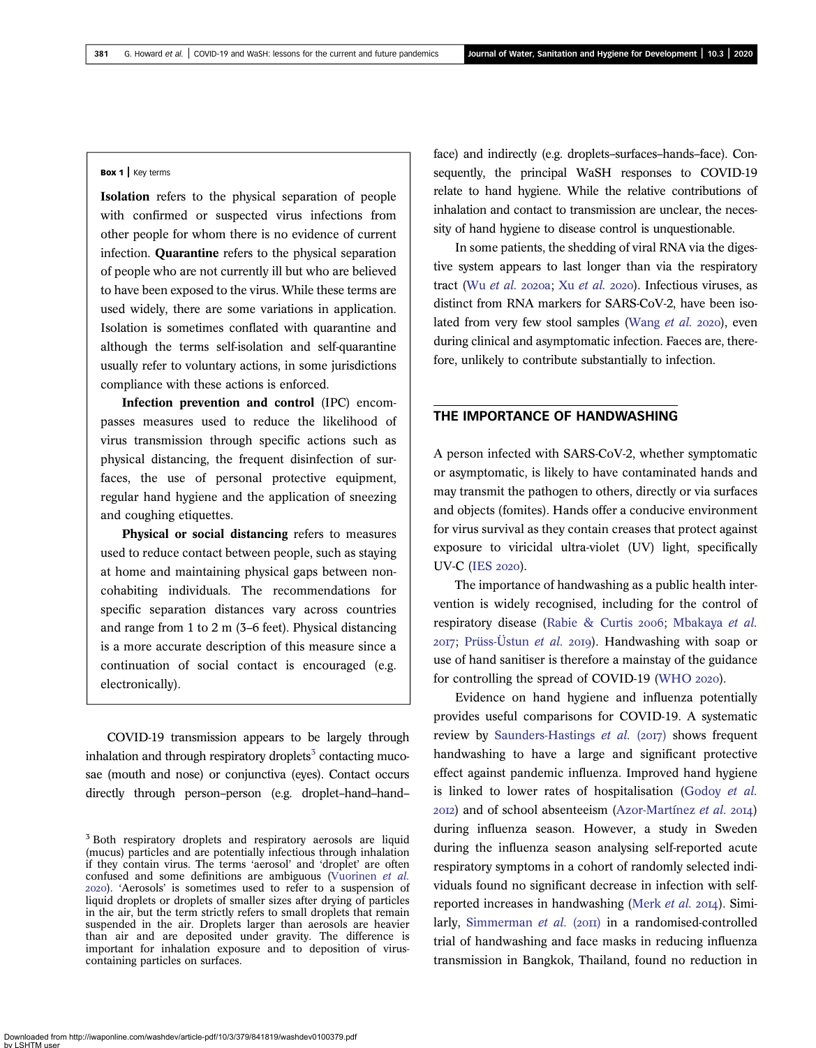**Box 1** | Key terms

**Isolation** refers to the physical separation of people with confirmed or suspected virus infections from other people for whom there is no evidence of current infection. **Quarantine** refers to the physical separation of people who are not currently ill but who are believed to have been exposed to the virus. While these terms are used widely, there are some variations in application. Isolation is sometimes conflated with quarantine and although the terms self-isolation and self-quarantine usually refer to voluntary actions, in some jurisdictions compliance with these actions is enforced.

**Infection prevention and control** (IPC) encompasses measures used to reduce the likelihood of virus transmission through specific actions such as physical distancing, the frequent disinfection of surfaces, the use of personal protective equipment, regular hand hygiene and the application of sneezing and coughing etiquettes.

**Physical or social distancing** refers to measures used to reduce contact between people, such as staying at home and maintaining physical gaps between non-cohabiting individuals. The recommendations for specific separation distances vary across countries and range from 1 to 2 m (3–6 feet). Physical distancing is a more accurate description of this measure since a continuation of social contact is encouraged (e.g. electronically).

COVID-19 transmission appears to be largely through inhalation and through respiratory droplets[3] contacting mucosae (mouth and nose) or conjunctiva (eyes). Contact occurs directly through person–person (e.g. droplet–hand–hand–face) and indirectly (e.g. droplets–surfaces–hands–face). Consequently, the principal WaSH responses to COVID-19 relate to hand hygiene. While the relative contributions of inhalation and contact to transmission are unclear, the necessity of hand hygiene to disease control is unquestionable.

In some patients, the shedding of viral RNA via the digestive system appears to last longer than via the respiratory tract (Wu *et al.* 2020a; Xu *et al.* 2020). Infectious viruses, as distinct from RNA markers for SARS-CoV-2, have been isolated from very few stool samples (Wang *et al.* 2020), even during clinical and asymptomatic infection. Faeces are, therefore, unlikely to contribute substantially to infection.

[3] Both respiratory droplets and respiratory aerosols are liquid (mucus) particles and are potentially infectious through inhalation if they contain virus. The terms 'aerosol' and 'droplet' are often confused and some definitions are ambiguous (Vuorinen *et al.* 2020). 'Aerosols' is sometimes used to refer to a suspension of liquid droplets or droplets of smaller sizes after drying of particles in the air, but the term strictly refers to small droplets that remain suspended in the air. Droplets larger than aerosols are heavier than air and are deposited under gravity. The difference is important for inhalation exposure and to deposition of virus-containing particles on surfaces.

## THE IMPORTANCE OF HANDWASHING

A person infected with SARS-CoV-2, whether symptomatic or asymptomatic, is likely to have contaminated hands and may transmit the pathogen to others, directly or via surfaces and objects (fomites). Hands offer a conducive environment for virus survival as they contain creases that protect against exposure to viricidal ultra-violet (UV) light, specifically UV-C (IES 2020).

The importance of handwashing as a public health intervention is widely recognised, including for the control of respiratory disease (Rabie & Curtis 2006; Mbakaya *et al.* 2017; Prüss-Üstun *et al.* 2019). Handwashing with soap or use of hand sanitiser is therefore a mainstay of the guidance for controlling the spread of COVID-19 (WHO 2020).

Evidence on hand hygiene and influenza potentially provides useful comparisons for COVID-19. A systematic review by Saunders-Hastings *et al.* (2017) shows frequent handwashing to have a large and significant protective effect against pandemic influenza. Improved hand hygiene is linked to lower rates of hospitalisation (Godoy *et al.* 2012) and of school absenteeism (Azor-Martínez *et al.* 2014) during influenza season. However, a study in Sweden during the influenza season analysing self-reported acute respiratory symptoms in a cohort of randomly selected individuals found no significant decrease in infection with self-reported increases in handwashing (Merk *et al.* 2014). Similarly, Simmerman *et al.* (2011) in a randomised-controlled trial of handwashing and face masks in reducing influenza transmission in Bangkok, Thailand, found no reduction in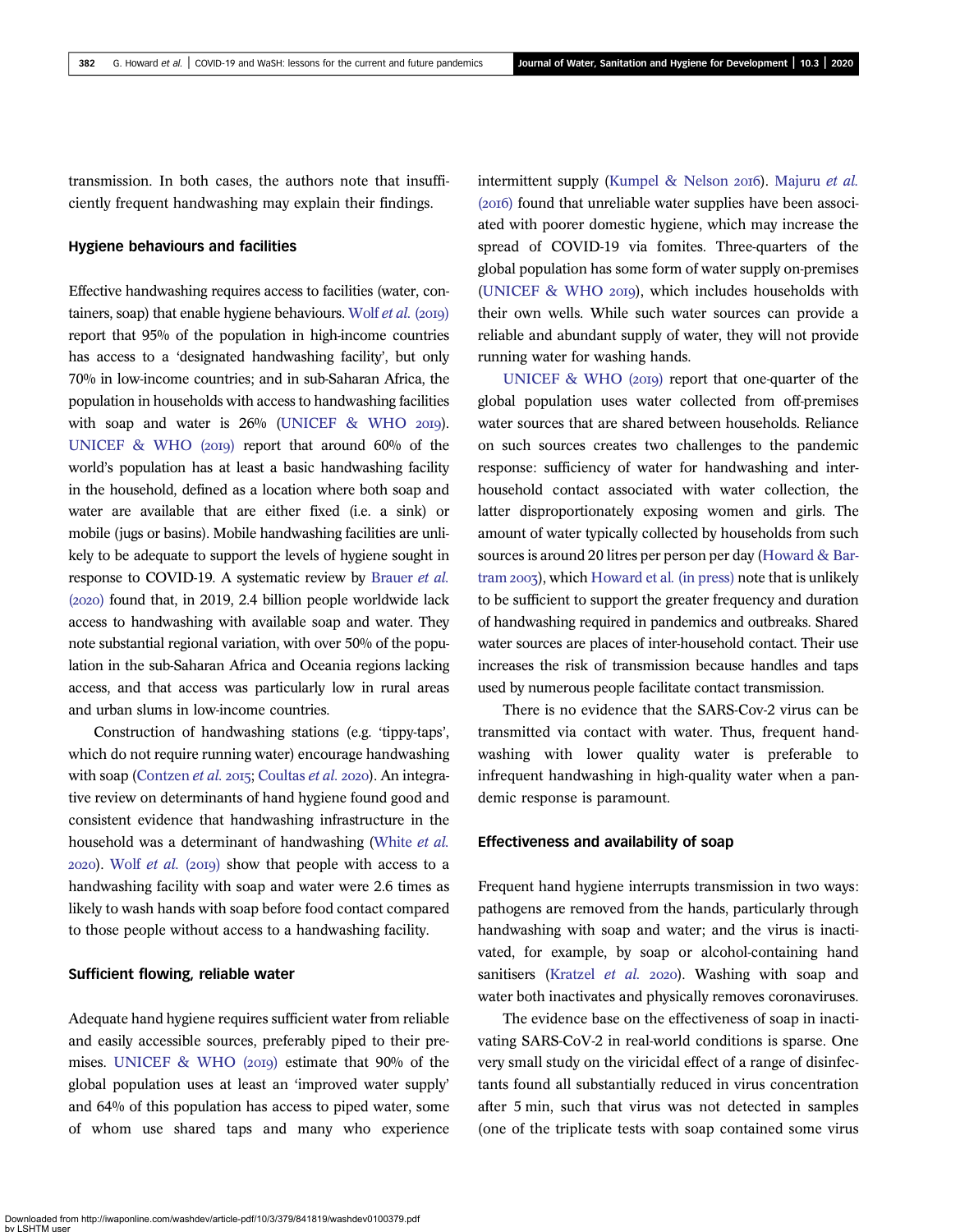transmission. In both cases, the authors note that insufficiently frequent handwashing may explain their findings.

### Hygiene behaviours and facilities

Effective handwashing requires access to facilities (water, containers, soap) that enable hygiene behaviours. Wolf *et al.* (2019) report that 95% of the population in high-income countries has access to a 'designated handwashing facility', but only 70% in low-income countries; and in sub-Saharan Africa, the population in households with access to handwashing facilities with soap and water is 26% (UNICEF & WHO 2019). UNICEF & WHO (2019) report that around 60% of the world's population has at least a basic handwashing facility in the household, defined as a location where both soap and water are available that are either fixed (i.e. a sink) or mobile (jugs or basins). Mobile handwashing facilities are unlikely to be adequate to support the levels of hygiene sought in response to COVID-19. A systematic review by Brauer *et al.* (2020) found that, in 2019, 2.4 billion people worldwide lack access to handwashing with available soap and water. They note substantial regional variation, with over 50% of the population in the sub-Saharan Africa and Oceania regions lacking access, and that access was particularly low in rural areas and urban slums in low-income countries.

Construction of handwashing stations (e.g. 'tippy-taps', which do not require running water) encourage handwashing with soap (Contzen *et al.* 2015; Coultas *et al.* 2020). An integrative review on determinants of hand hygiene found good and consistent evidence that handwashing infrastructure in the household was a determinant of handwashing (White *et al.* 2020). Wolf *et al.* (2019) show that people with access to a handwashing facility with soap and water were 2.6 times as likely to wash hands with soap before food contact compared to those people without access to a handwashing facility.

### Sufficient flowing, reliable water

Adequate hand hygiene requires sufficient water from reliable and easily accessible sources, preferably piped to their premises. UNICEF & WHO (2019) estimate that 90% of the global population uses at least an 'improved water supply' and 64% of this population has access to piped water, some of whom use shared taps and many who experience intermittent supply (Kumpel & Nelson 2016). Majuru *et al.* (2016) found that unreliable water supplies have been associated with poorer domestic hygiene, which may increase the spread of COVID-19 via fomites. Three-quarters of the global population has some form of water supply on-premises (UNICEF & WHO 2019), which includes households with their own wells. While such water sources can provide a reliable and abundant supply of water, they will not provide running water for washing hands.

UNICEF & WHO (2019) report that one-quarter of the global population uses water collected from off-premises water sources that are shared between households. Reliance on such sources creates two challenges to the pandemic response: sufficiency of water for handwashing and inter-household contact associated with water collection, the latter disproportionately exposing women and girls. The amount of water typically collected by households from such sources is around 20 litres per person per day (Howard & Bartram 2003), which Howard et al. (in press) note that is unlikely to be sufficient to support the greater frequency and duration of handwashing required in pandemics and outbreaks. Shared water sources are places of inter-household contact. Their use increases the risk of transmission because handles and taps used by numerous people facilitate contact transmission.

There is no evidence that the SARS-Cov-2 virus can be transmitted via contact with water. Thus, frequent handwashing with lower quality water is preferable to infrequent handwashing in high-quality water when a pandemic response is paramount.

### Effectiveness and availability of soap

Frequent hand hygiene interrupts transmission in two ways: pathogens are removed from the hands, particularly through handwashing with soap and water; and the virus is inactivated, for example, by soap or alcohol-containing hand sanitisers (Kratzel *et al.* 2020). Washing with soap and water both inactivates and physically removes coronaviruses.

The evidence base on the effectiveness of soap in inactivating SARS-CoV-2 in real-world conditions is sparse. One very small study on the viricidal effect of a range of disinfectants found all substantially reduced in virus concentration after 5 min, such that virus was not detected in samples (one of the triplicate tests with soap contained some virus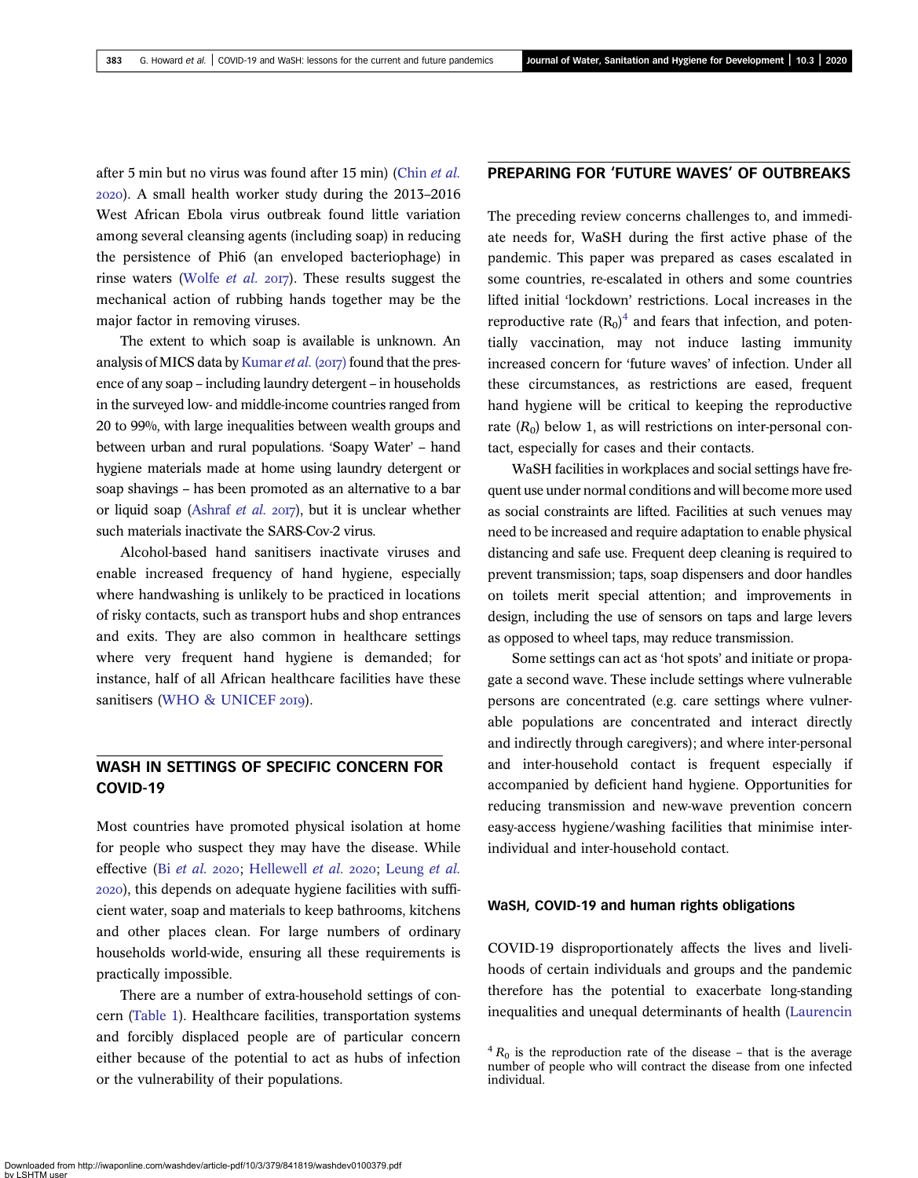after 5 min but no virus was found after 15 min) (Chin *et al.* 2020). A small health worker study during the 2013–2016 West African Ebola virus outbreak found little variation among several cleansing agents (including soap) in reducing the persistence of Phi6 (an enveloped bacteriophage) in rinse waters (Wolfe *et al.* 2017). These results suggest the mechanical action of rubbing hands together may be the major factor in removing viruses.

The extent to which soap is available is unknown. An analysis of MICS data by Kumar *et al.* (2017) found that the presence of any soap – including laundry detergent – in households in the surveyed low- and middle-income countries ranged from 20 to 99%, with large inequalities between wealth groups and between urban and rural populations. 'Soapy Water' – hand hygiene materials made at home using laundry detergent or soap shavings – has been promoted as an alternative to a bar or liquid soap (Ashraf *et al.* 2017), but it is unclear whether such materials inactivate the SARS-Cov-2 virus.

Alcohol-based hand sanitisers inactivate viruses and enable increased frequency of hand hygiene, especially where handwashing is unlikely to be practiced in locations of risky contacts, such as transport hubs and shop entrances and exits. They are also common in healthcare settings where very frequent hand hygiene is demanded; for instance, half of all African healthcare facilities have these sanitisers (WHO & UNICEF 2019).

## WASH IN SETTINGS OF SPECIFIC CONCERN FOR COVID-19

Most countries have promoted physical isolation at home for people who suspect they may have the disease. While effective (Bi *et al.* 2020; Hellewell *et al.* 2020; Leung *et al.* 2020), this depends on adequate hygiene facilities with sufficient water, soap and materials to keep bathrooms, kitchens and other places clean. For large numbers of ordinary households world-wide, ensuring all these requirements is practically impossible.

There are a number of extra-household settings of concern (Table 1). Healthcare facilities, transportation systems and forcibly displaced people are of particular concern either because of the potential to act as hubs of infection or the vulnerability of their populations.

## PREPARING FOR 'FUTURE WAVES' OF OUTBREAKS

The preceding review concerns challenges to, and immediate needs for, WaSH during the first active phase of the pandemic. This paper was prepared as cases escalated in some countries, re-escalated in others and some countries lifted initial 'lockdown' restrictions. Local increases in the reproductive rate ($R_0$)[4] and fears that infection, and potentially vaccination, may not induce lasting immunity increased concern for 'future waves' of infection. Under all these circumstances, as restrictions are eased, frequent hand hygiene will be critical to keeping the reproductive rate ($R_0$) below 1, as will restrictions on inter-personal contact, especially for cases and their contacts.

WaSH facilities in workplaces and social settings have frequent use under normal conditions and will become more used as social constraints are lifted. Facilities at such venues may need to be increased and require adaptation to enable physical distancing and safe use. Frequent deep cleaning is required to prevent transmission; taps, soap dispensers and door handles on toilets merit special attention; and improvements in design, including the use of sensors on taps and large levers as opposed to wheel taps, may reduce transmission.

Some settings can act as 'hot spots' and initiate or propagate a second wave. These include settings where vulnerable persons are concentrated (e.g. care settings where vulnerable populations are concentrated and interact directly and indirectly through caregivers); and where inter-personal and inter-household contact is frequent especially if accompanied by deficient hand hygiene. Opportunities for reducing transmission and new-wave prevention concern easy-access hygiene/washing facilities that minimise inter-individual and inter-household contact.

### WaSH, COVID-19 and human rights obligations

COVID-19 disproportionately affects the lives and livelihoods of certain individuals and groups and the pandemic therefore has the potential to exacerbate long-standing inequalities and unequal determinants of health (Laurencin

[4] $R_0$ is the reproduction rate of the disease – that is the average number of people who will contract the disease from one infected individual.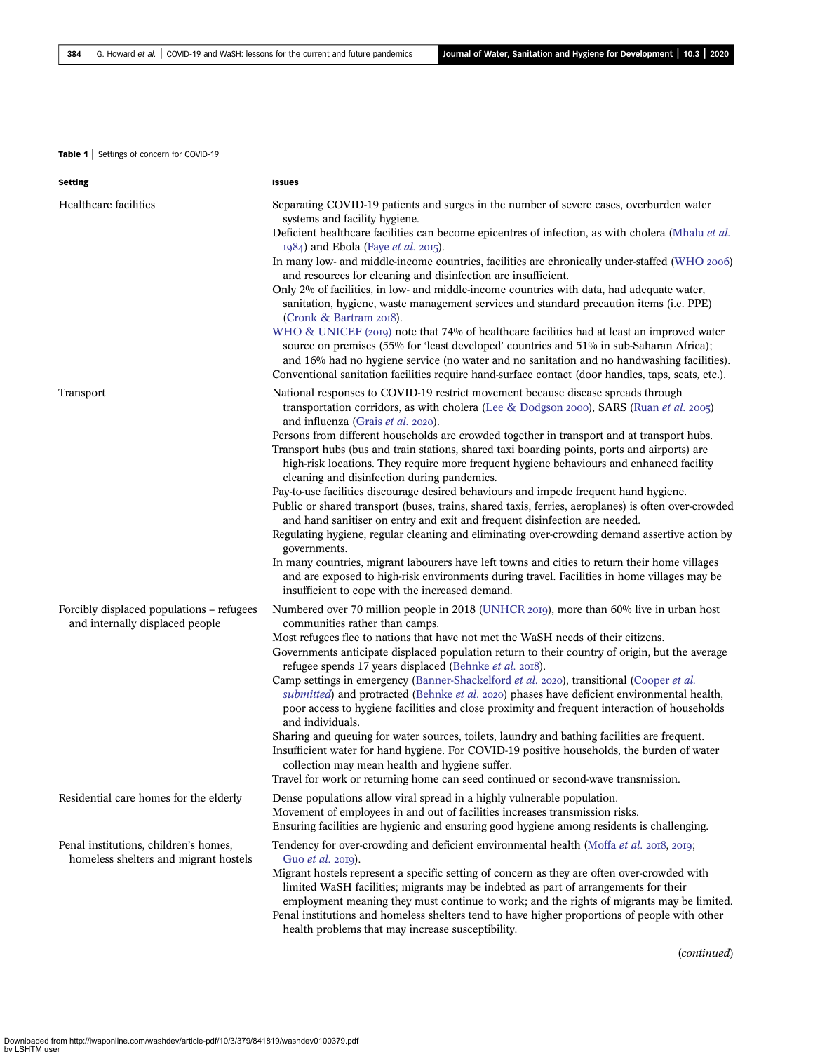**Table 1** | Settings of concern for COVID-19

| Setting | Issues |
|---|---|
| Healthcare facilities | Separating COVID-19 patients and surges in the number of severe cases, overburden water systems and facility hygiene.<br>Deficient healthcare facilities can become epicentres of infection, as with cholera (Mhalu *et al.* 1984) and Ebola (Faye *et al.* 2015).<br>In many low- and middle-income countries, facilities are chronically under-staffed (WHO 2006) and resources for cleaning and disinfection are insufficient.<br>Only 2% of facilities, in low- and middle-income countries with data, had adequate water, sanitation, hygiene, waste management services and standard precaution items (i.e. PPE) (Cronk & Bartram 2018).<br>WHO & UNICEF (2019) note that 74% of healthcare facilities had at least an improved water source on premises (55% for 'least developed' countries and 51% in sub-Saharan Africa); and 16% had no hygiene service (no water and no sanitation and no handwashing facilities).<br>Conventional sanitation facilities require hand-surface contact (door handles, taps, seats, etc.). |
| Transport | National responses to COVID-19 restrict movement because disease spreads through transportation corridors, as with cholera (Lee & Dodgson 2000), SARS (Ruan *et al.* 2005) and influenza (Grais *et al.* 2020).<br>Persons from different households are crowded together in transport and at transport hubs.<br>Transport hubs (bus and train stations, shared taxi boarding points, ports and airports) are high-risk locations. They require more frequent hygiene behaviours and enhanced facility cleaning and disinfection during pandemics.<br>Pay-to-use facilities discourage desired behaviours and impede frequent hand hygiene.<br>Public or shared transport (buses, trains, shared taxis, ferries, aeroplanes) is often over-crowded and hand sanitiser on entry and exit and frequent disinfection are needed.<br>Regulating hygiene, regular cleaning and eliminating over-crowding demand assertive action by governments.<br>In many countries, migrant labourers have left towns and cities to return their home villages and are exposed to high-risk environments during travel. Facilities in home villages may be insufficient to cope with the increased demand. |
| Forcibly displaced populations – refugees and internally displaced people | Numbered over 70 million people in 2018 (UNHCR 2019), more than 60% live in urban host communities rather than camps.<br>Most refugees flee to nations that have not met the WaSH needs of their citizens.<br>Governments anticipate displaced population return to their country of origin, but the average refugee spends 17 years displaced (Behnke *et al.* 2018).<br>Camp settings in emergency (Banner-Shackelford *et al.* 2020), transitional (Cooper *et al. submitted*) and protracted (Behnke *et al.* 2020) phases have deficient environmental health, poor access to hygiene facilities and close proximity and frequent interaction of households and individuals.<br>Sharing and queuing for water sources, toilets, laundry and bathing facilities are frequent.<br>Insufficient water for hand hygiene. For COVID-19 positive households, the burden of water collection may mean health and hygiene suffer.<br>Travel for work or returning home can seed continued or second-wave transmission. |
| Residential care homes for the elderly | Dense populations allow viral spread in a highly vulnerable population.<br>Movement of employees in and out of facilities increases transmission risks.<br>Ensuring facilities are hygienic and ensuring good hygiene among residents is challenging. |
| Penal institutions, children's homes, homeless shelters and migrant hostels | Tendency for over-crowding and deficient environmental health (Moffa *et al.* 2018, 2019; Guo *et al.* 2019).<br>Migrant hostels represent a specific setting of concern as they are often over-crowded with limited WaSH facilities; migrants may be indebted as part of arrangements for their employment meaning they must continue to work; and the rights of migrants may be limited.<br>Penal institutions and homeless shelters tend to have higher proportions of people with other health problems that may increase susceptibility. |

(*continued*)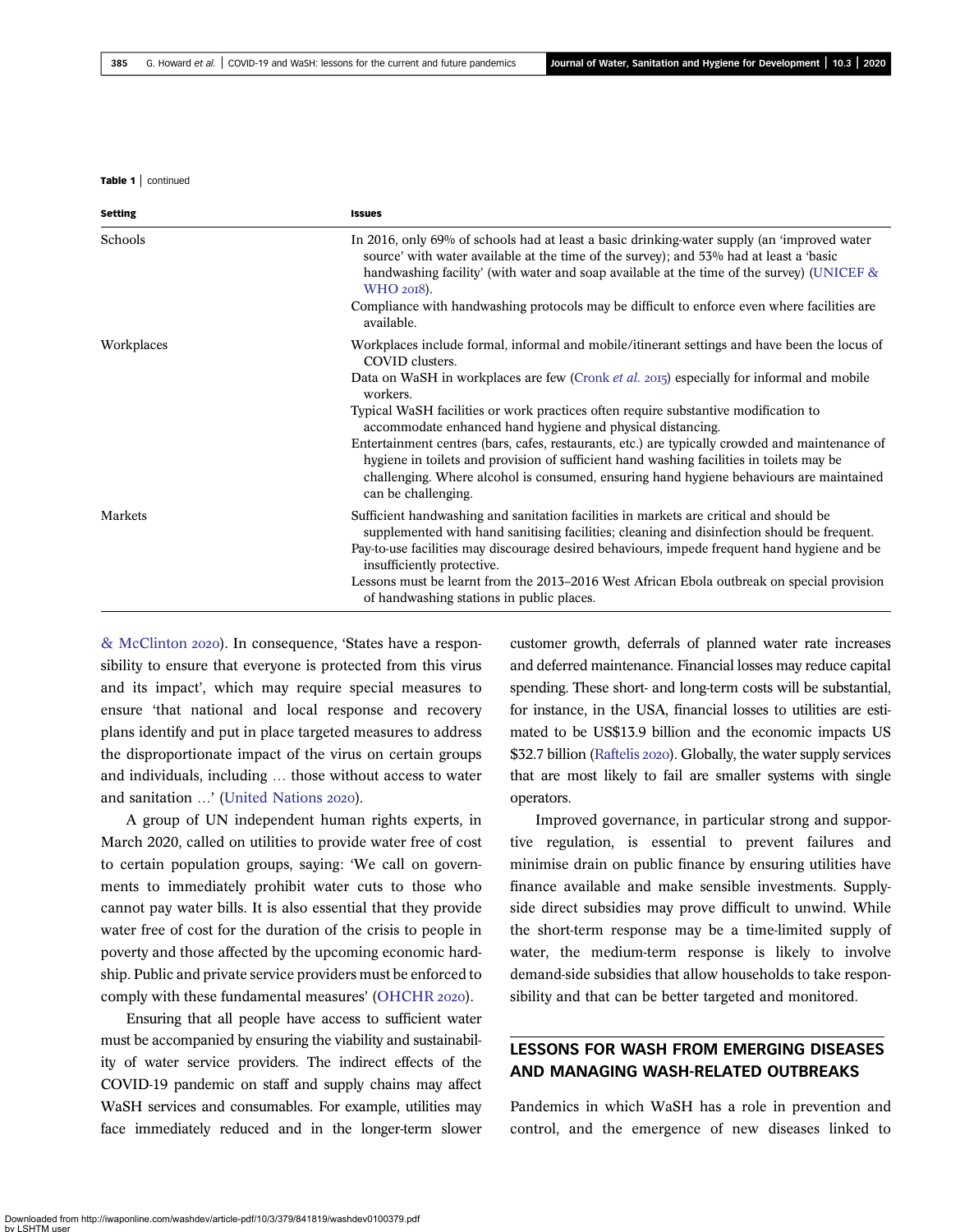**Table 1** | continued

| Setting | Issues |
|---|---|
| Schools | In 2016, only 69% of schools had at least a basic drinking-water supply (an 'improved water source' with water available at the time of the survey); and 53% had at least a 'basic handwashing facility' (with water and soap available at the time of the survey) (UNICEF & WHO 2018).<br>Compliance with handwashing protocols may be difficult to enforce even where facilities are available. |
| Workplaces | Workplaces include formal, informal and mobile/itinerant settings and have been the locus of COVID clusters.<br>Data on WaSH in workplaces are few (Cronk *et al.* 2015) especially for informal and mobile workers.<br>Typical WaSH facilities or work practices often require substantive modification to accommodate enhanced hand hygiene and physical distancing.<br>Entertainment centres (bars, cafes, restaurants, etc.) are typically crowded and maintenance of hygiene in toilets and provision of sufficient hand washing facilities in toilets may be challenging. Where alcohol is consumed, ensuring hand hygiene behaviours are maintained can be challenging. |
| Markets | Sufficient handwashing and sanitation facilities in markets are critical and should be supplemented with hand sanitising facilities; cleaning and disinfection should be frequent.<br>Pay-to-use facilities may discourage desired behaviours, impede frequent hand hygiene and be insufficiently protective.<br>Lessons must be learnt from the 2013–2016 West African Ebola outbreak on special provision of handwashing stations in public places. |

& McClinton 2020). In consequence, 'States have a responsibility to ensure that everyone is protected from this virus and its impact', which may require special measures to ensure 'that national and local response and recovery plans identify and put in place targeted measures to address the disproportionate impact of the virus on certain groups and individuals, including … those without access to water and sanitation …' (United Nations 2020).

A group of UN independent human rights experts, in March 2020, called on utilities to provide water free of cost to certain population groups, saying: 'We call on governments to immediately prohibit water cuts to those who cannot pay water bills. It is also essential that they provide water free of cost for the duration of the crisis to people in poverty and those affected by the upcoming economic hardship. Public and private service providers must be enforced to comply with these fundamental measures' (OHCHR 2020).

Ensuring that all people have access to sufficient water must be accompanied by ensuring the viability and sustainability of water service providers. The indirect effects of the COVID-19 pandemic on staff and supply chains may affect WaSH services and consumables. For example, utilities may face immediately reduced and in the longer-term slower customer growth, deferrals of planned water rate increases and deferred maintenance. Financial losses may reduce capital spending. These short- and long-term costs will be substantial, for instance, in the USA, financial losses to utilities are estimated to be US$13.9 billion and the economic impacts US $32.7 billion (Raftelis 2020). Globally, the water supply services that are most likely to fail are smaller systems with single operators.

Improved governance, in particular strong and supportive regulation, is essential to prevent failures and minimise drain on public finance by ensuring utilities have finance available and make sensible investments. Supply-side direct subsidies may prove difficult to unwind. While the short-term response may be a time-limited supply of water, the medium-term response is likely to involve demand-side subsidies that allow households to take responsibility and that can be better targeted and monitored.

## LESSONS FOR WASH FROM EMERGING DISEASES AND MANAGING WASH-RELATED OUTBREAKS

Pandemics in which WaSH has a role in prevention and control, and the emergence of new diseases linked to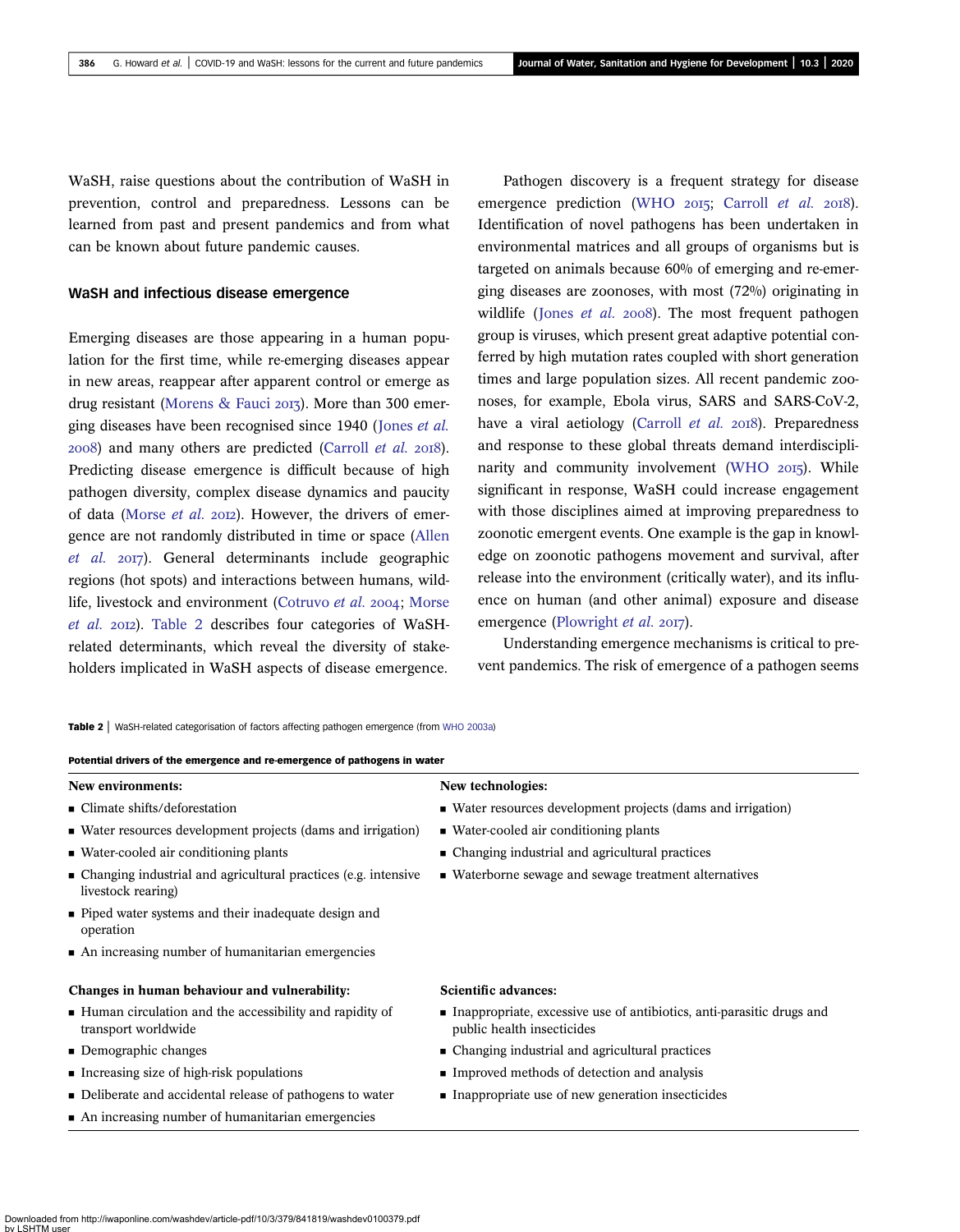WaSH, raise questions about the contribution of WaSH in prevention, control and preparedness. Lessons can be learned from past and present pandemics and from what can be known about future pandemic causes.

## WaSH and infectious disease emergence

Emerging diseases are those appearing in a human population for the first time, while re-emerging diseases appear in new areas, reappear after apparent control or emerge as drug resistant (Morens & Fauci 2013). More than 300 emerging diseases have been recognised since 1940 (Jones *et al.* 2008) and many others are predicted (Carroll *et al.* 2018). Predicting disease emergence is difficult because of high pathogen diversity, complex disease dynamics and paucity of data (Morse *et al.* 2012). However, the drivers of emergence are not randomly distributed in time or space (Allen *et al.* 2017). General determinants include geographic regions (hot spots) and interactions between humans, wildlife, livestock and environment (Cotruvo *et al.* 2004; Morse *et al.* 2012). Table 2 describes four categories of WaSH-related determinants, which reveal the diversity of stakeholders implicated in WaSH aspects of disease emergence.

Pathogen discovery is a frequent strategy for disease emergence prediction (WHO 2015; Carroll *et al.* 2018). Identification of novel pathogens has been undertaken in environmental matrices and all groups of organisms but is targeted on animals because 60% of emerging and re-emerging diseases are zoonoses, with most (72%) originating in wildlife (Jones *et al.* 2008). The most frequent pathogen group is viruses, which present great adaptive potential conferred by high mutation rates coupled with short generation times and large population sizes. All recent pandemic zoonoses, for example, Ebola virus, SARS and SARS-CoV-2, have a viral aetiology (Carroll *et al.* 2018). Preparedness and response to these global threats demand interdisciplinarity and community involvement (WHO 2015). While significant in response, WaSH could increase engagement with those disciplines aimed at improving preparedness to zoonotic emergent events. One example is the gap in knowledge on zoonotic pathogens movement and survival, after release into the environment (critically water), and its influence on human (and other animal) exposure and disease emergence (Plowright *et al.* 2017).

Understanding emergence mechanisms is critical to prevent pandemics. The risk of emergence of a pathogen seems

**Table 2** | WaSH-related categorisation of factors affecting pathogen emergence (from WHO 2003a)

**Potential drivers of the emergence and re-emergence of pathogens in water**

| New environments: | New technologies: |
|---|---|
| ▪ Climate shifts/deforestation<br>▪ Water resources development projects (dams and irrigation)<br>▪ Water-cooled air conditioning plants<br>▪ Changing industrial and agricultural practices (e.g. intensive livestock rearing)<br>▪ Piped water systems and their inadequate design and operation<br>▪ An increasing number of humanitarian emergencies | ▪ Water resources development projects (dams and irrigation)<br>▪ Water-cooled air conditioning plants<br>▪ Changing industrial and agricultural practices<br>▪ Waterborne sewage and sewage treatment alternatives |
| **Changes in human behaviour and vulnerability:** | **Scientific advances:** |
| ▪ Human circulation and the accessibility and rapidity of transport worldwide<br>▪ Demographic changes<br>▪ Increasing size of high-risk populations<br>▪ Deliberate and accidental release of pathogens to water<br>▪ An increasing number of humanitarian emergencies | ▪ Inappropriate, excessive use of antibiotics, anti-parasitic drugs and public health insecticides<br>▪ Changing industrial and agricultural practices<br>▪ Improved methods of detection and analysis<br>▪ Inappropriate use of new generation insecticides |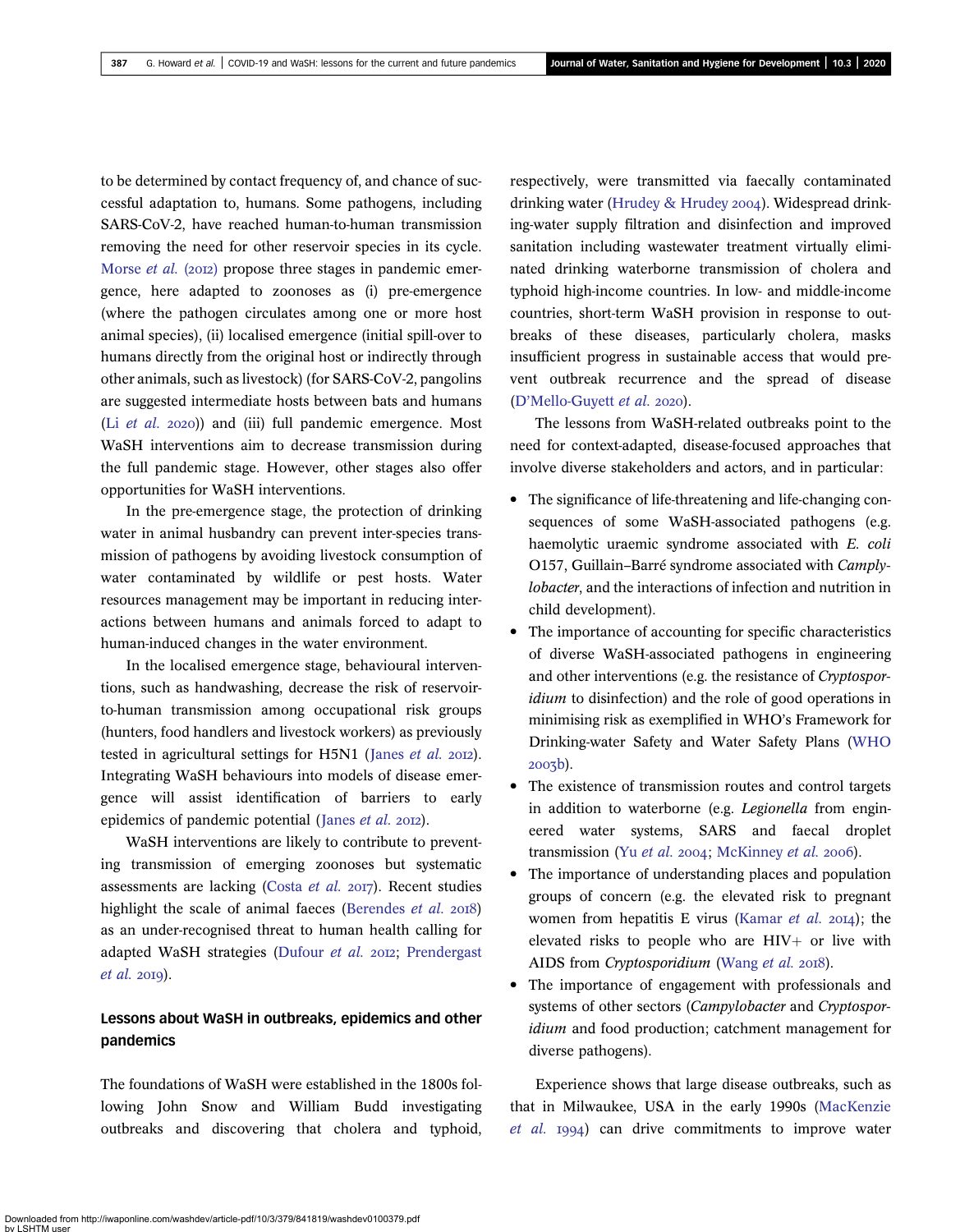to be determined by contact frequency of, and chance of successful adaptation to, humans. Some pathogens, including SARS-CoV-2, have reached human-to-human transmission removing the need for other reservoir species in its cycle. Morse *et al.* (2012) propose three stages in pandemic emergence, here adapted to zoonoses as (i) pre-emergence (where the pathogen circulates among one or more host animal species), (ii) localised emergence (initial spill-over to humans directly from the original host or indirectly through other animals, such as livestock) (for SARS-CoV-2, pangolins are suggested intermediate hosts between bats and humans (Li *et al.* 2020)) and (iii) full pandemic emergence. Most WaSH interventions aim to decrease transmission during the full pandemic stage. However, other stages also offer opportunities for WaSH interventions.

In the pre-emergence stage, the protection of drinking water in animal husbandry can prevent inter-species transmission of pathogens by avoiding livestock consumption of water contaminated by wildlife or pest hosts. Water resources management may be important in reducing interactions between humans and animals forced to adapt to human-induced changes in the water environment.

In the localised emergence stage, behavioural interventions, such as handwashing, decrease the risk of reservoir-to-human transmission among occupational risk groups (hunters, food handlers and livestock workers) as previously tested in agricultural settings for H5N1 (Janes *et al.* 2012). Integrating WaSH behaviours into models of disease emergence will assist identification of barriers to early epidemics of pandemic potential (Janes *et al.* 2012).

WaSH interventions are likely to contribute to preventing transmission of emerging zoonoses but systematic assessments are lacking (Costa *et al.* 2017). Recent studies highlight the scale of animal faeces (Berendes *et al.* 2018) as an under-recognised threat to human health calling for adapted WaSH strategies (Dufour *et al.* 2012; Prendergast *et al.* 2019).

## Lessons about WaSH in outbreaks, epidemics and other pandemics

The foundations of WaSH were established in the 1800s following John Snow and William Budd investigating outbreaks and discovering that cholera and typhoid, respectively, were transmitted via faecally contaminated drinking water (Hrudey & Hrudey 2004). Widespread drinking-water supply filtration and disinfection and improved sanitation including wastewater treatment virtually eliminated drinking waterborne transmission of cholera and typhoid high-income countries. In low- and middle-income countries, short-term WaSH provision in response to outbreaks of these diseases, particularly cholera, masks insufficient progress in sustainable access that would prevent outbreak recurrence and the spread of disease (D'Mello-Guyett *et al.* 2020).

The lessons from WaSH-related outbreaks point to the need for context-adapted, disease-focused approaches that involve diverse stakeholders and actors, and in particular:

- The significance of life-threatening and life-changing consequences of some WaSH-associated pathogens (e.g. haemolytic uraemic syndrome associated with *E. coli* O157, Guillain–Barré syndrome associated with *Camplylobacter*, and the interactions of infection and nutrition in child development).
- The importance of accounting for specific characteristics of diverse WaSH-associated pathogens in engineering and other interventions (e.g. the resistance of *Cryptosporidium* to disinfection) and the role of good operations in minimising risk as exemplified in WHO's Framework for Drinking-water Safety and Water Safety Plans (WHO 2003b).
- The existence of transmission routes and control targets in addition to waterborne (e.g. *Legionella* from engineered water systems, SARS and faecal droplet transmission (Yu *et al.* 2004; McKinney *et al.* 2006).
- The importance of understanding places and population groups of concern (e.g. the elevated risk to pregnant women from hepatitis E virus (Kamar *et al.* 2014); the elevated risks to people who are HIV+ or live with AIDS from *Cryptosporidium* (Wang *et al.* 2018).
- The importance of engagement with professionals and systems of other sectors (*Campylobacter* and *Cryptosporidium* and food production; catchment management for diverse pathogens).

Experience shows that large disease outbreaks, such as that in Milwaukee, USA in the early 1990s (MacKenzie *et al.* 1994) can drive commitments to improve water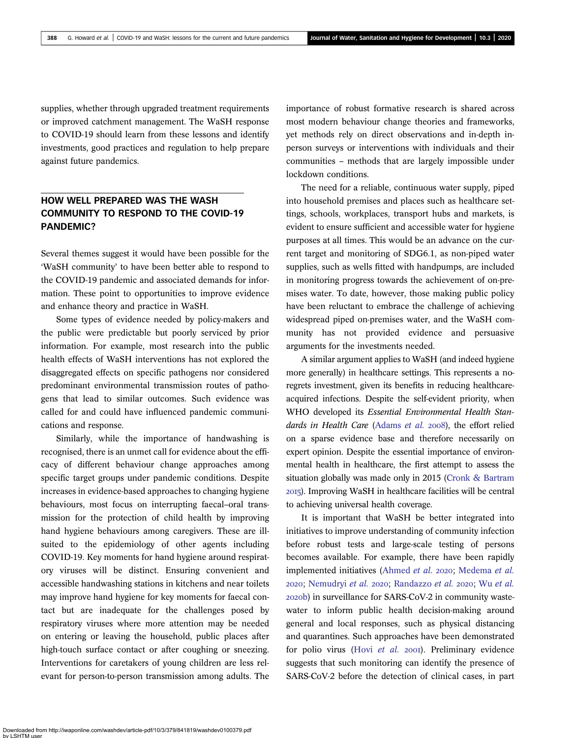supplies, whether through upgraded treatment requirements or improved catchment management. The WaSH response to COVID-19 should learn from these lessons and identify investments, good practices and regulation to help prepare against future pandemics.

## HOW WELL PREPARED WAS THE WASH COMMUNITY TO RESPOND TO THE COVID-19 PANDEMIC?

Several themes suggest it would have been possible for the 'WaSH community' to have been better able to respond to the COVID-19 pandemic and associated demands for information. These point to opportunities to improve evidence and enhance theory and practice in WaSH.

Some types of evidence needed by policy-makers and the public were predictable but poorly serviced by prior information. For example, most research into the public health effects of WaSH interventions has not explored the disaggregated effects on specific pathogens nor considered predominant environmental transmission routes of pathogens that lead to similar outcomes. Such evidence was called for and could have influenced pandemic communications and response.

Similarly, while the importance of handwashing is recognised, there is an unmet call for evidence about the efficacy of different behaviour change approaches among specific target groups under pandemic conditions. Despite increases in evidence-based approaches to changing hygiene behaviours, most focus on interrupting faecal–oral transmission for the protection of child health by improving hand hygiene behaviours among caregivers. These are ill-suited to the epidemiology of other agents including COVID-19. Key moments for hand hygiene around respiratory viruses will be distinct. Ensuring convenient and accessible handwashing stations in kitchens and near toilets may improve hand hygiene for key moments for faecal contact but are inadequate for the challenges posed by respiratory viruses where more attention may be needed on entering or leaving the household, public places after high-touch surface contact or after coughing or sneezing. Interventions for caretakers of young children are less relevant for person-to-person transmission among adults. The importance of robust formative research is shared across most modern behaviour change theories and frameworks, yet methods rely on direct observations and in-depth in-person surveys or interventions with individuals and their communities – methods that are largely impossible under lockdown conditions.

The need for a reliable, continuous water supply, piped into household premises and places such as healthcare settings, schools, workplaces, transport hubs and markets, is evident to ensure sufficient and accessible water for hygiene purposes at all times. This would be an advance on the current target and monitoring of SDG6.1, as non-piped water supplies, such as wells fitted with handpumps, are included in monitoring progress towards the achievement of on-premises water. To date, however, those making public policy have been reluctant to embrace the challenge of achieving widespread piped on-premises water, and the WaSH community has not provided evidence and persuasive arguments for the investments needed.

A similar argument applies to WaSH (and indeed hygiene more generally) in healthcare settings. This represents a no-regrets investment, given its benefits in reducing healthcare-acquired infections. Despite the self-evident priority, when WHO developed its *Essential Environmental Health Standards in Health Care* (Adams *et al.* 2008), the effort relied on a sparse evidence base and therefore necessarily on expert opinion. Despite the essential importance of environmental health in healthcare, the first attempt to assess the situation globally was made only in 2015 (Cronk & Bartram 2015). Improving WaSH in healthcare facilities will be central to achieving universal health coverage.

It is important that WaSH be better integrated into initiatives to improve understanding of community infection before robust tests and large-scale testing of persons becomes available. For example, there have been rapidly implemented initiatives (Ahmed *et al.* 2020; Medema *et al.* 2020; Nemudryi *et al.* 2020; Randazzo *et al.* 2020; Wu *et al.* 2020b) in surveillance for SARS-CoV-2 in community wastewater to inform public health decision-making around general and local responses, such as physical distancing and quarantines. Such approaches have been demonstrated for polio virus (Hovi *et al.* 2001). Preliminary evidence suggests that such monitoring can identify the presence of SARS-CoV-2 before the detection of clinical cases, in part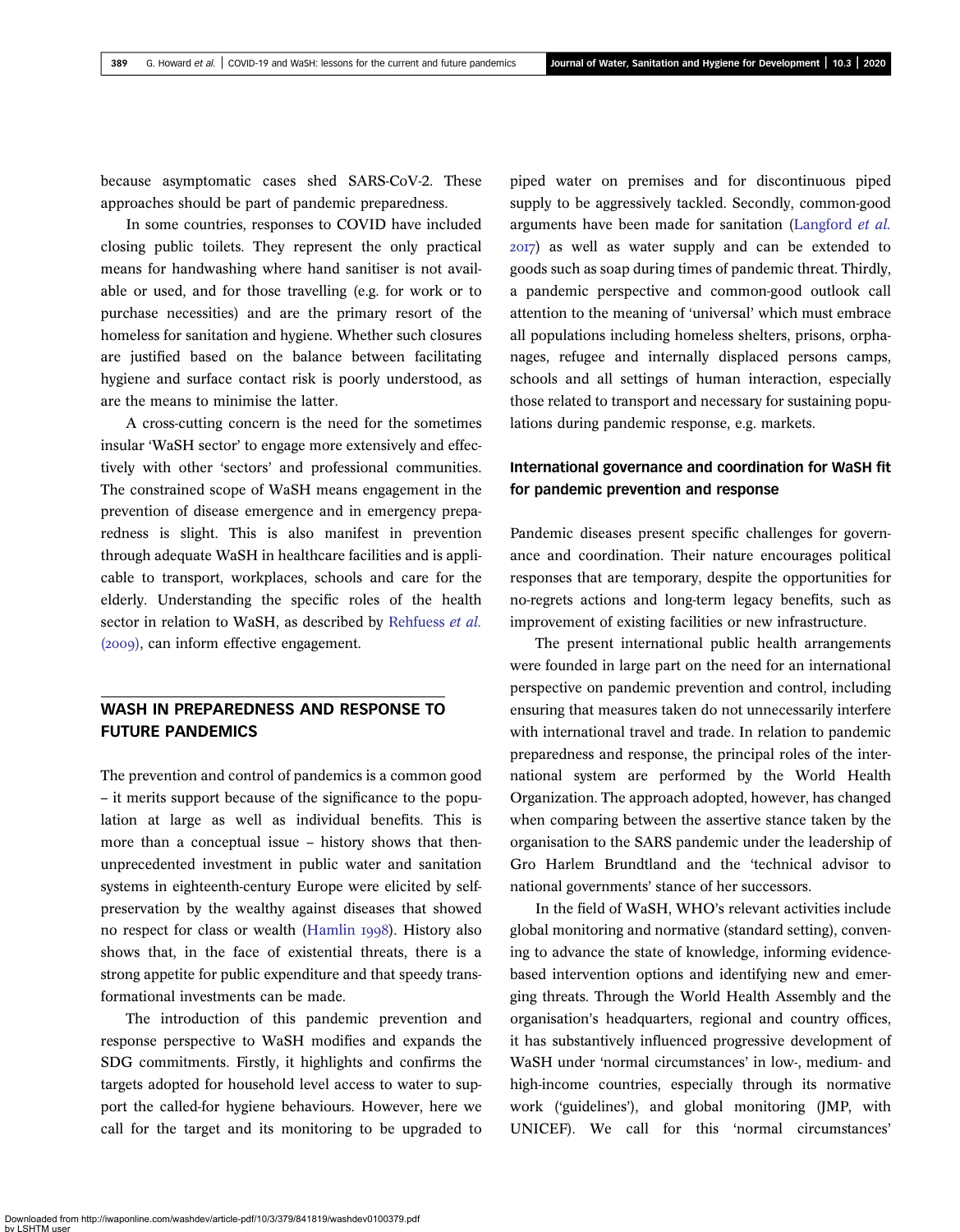because asymptomatic cases shed SARS-CoV-2. These approaches should be part of pandemic preparedness.

In some countries, responses to COVID have included closing public toilets. They represent the only practical means for handwashing where hand sanitiser is not available or used, and for those travelling (e.g. for work or to purchase necessities) and are the primary resort of the homeless for sanitation and hygiene. Whether such closures are justified based on the balance between facilitating hygiene and surface contact risk is poorly understood, as are the means to minimise the latter.

A cross-cutting concern is the need for the sometimes insular 'WaSH sector' to engage more extensively and effectively with other 'sectors' and professional communities. The constrained scope of WaSH means engagement in the prevention of disease emergence and in emergency preparedness is slight. This is also manifest in prevention through adequate WaSH in healthcare facilities and is applicable to transport, workplaces, schools and care for the elderly. Understanding the specific roles of the health sector in relation to WaSH, as described by Rehfuess *et al.* (2009), can inform effective engagement.

## WASH IN PREPAREDNESS AND RESPONSE TO FUTURE PANDEMICS

The prevention and control of pandemics is a common good – it merits support because of the significance to the population at large as well as individual benefits. This is more than a conceptual issue – history shows that then-unprecedented investment in public water and sanitation systems in eighteenth-century Europe were elicited by self-preservation by the wealthy against diseases that showed no respect for class or wealth (Hamlin 1998). History also shows that, in the face of existential threats, there is a strong appetite for public expenditure and that speedy transformational investments can be made.

The introduction of this pandemic prevention and response perspective to WaSH modifies and expands the SDG commitments. Firstly, it highlights and confirms the targets adopted for household level access to water to support the called-for hygiene behaviours. However, here we call for the target and its monitoring to be upgraded to piped water on premises and for discontinuous piped supply to be aggressively tackled. Secondly, common-good arguments have been made for sanitation (Langford *et al.* 2017) as well as water supply and can be extended to goods such as soap during times of pandemic threat. Thirdly, a pandemic perspective and common-good outlook call attention to the meaning of 'universal' which must embrace all populations including homeless shelters, prisons, orphanages, refugee and internally displaced persons camps, schools and all settings of human interaction, especially those related to transport and necessary for sustaining populations during pandemic response, e.g. markets.

### International governance and coordination for WaSH fit for pandemic prevention and response

Pandemic diseases present specific challenges for governance and coordination. Their nature encourages political responses that are temporary, despite the opportunities for no-regrets actions and long-term legacy benefits, such as improvement of existing facilities or new infrastructure.

The present international public health arrangements were founded in large part on the need for an international perspective on pandemic prevention and control, including ensuring that measures taken do not unnecessarily interfere with international travel and trade. In relation to pandemic preparedness and response, the principal roles of the international system are performed by the World Health Organization. The approach adopted, however, has changed when comparing between the assertive stance taken by the organisation to the SARS pandemic under the leadership of Gro Harlem Brundtland and the 'technical advisor to national governments' stance of her successors.

In the field of WaSH, WHO's relevant activities include global monitoring and normative (standard setting), convening to advance the state of knowledge, informing evidence-based intervention options and identifying new and emerging threats. Through the World Health Assembly and the organisation's headquarters, regional and country offices, it has substantively influenced progressive development of WaSH under 'normal circumstances' in low-, medium- and high-income countries, especially through its normative work ('guidelines'), and global monitoring (JMP, with UNICEF). We call for this 'normal circumstances'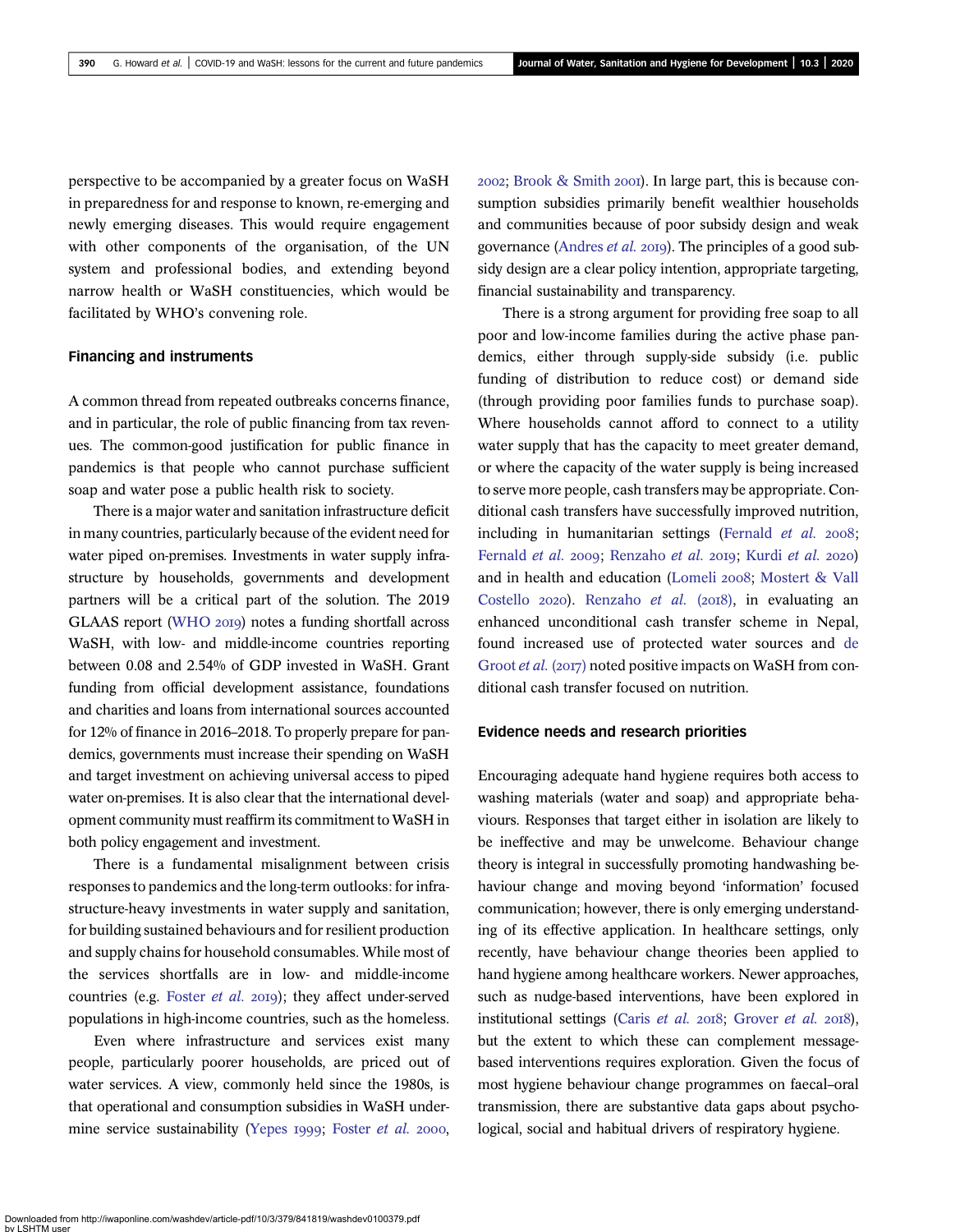perspective to be accompanied by a greater focus on WaSH in preparedness for and response to known, re-emerging and newly emerging diseases. This would require engagement with other components of the organisation, of the UN system and professional bodies, and extending beyond narrow health or WaSH constituencies, which would be facilitated by WHO's convening role.

## Financing and instruments

A common thread from repeated outbreaks concerns finance, and in particular, the role of public financing from tax revenues. The common-good justification for public finance in pandemics is that people who cannot purchase sufficient soap and water pose a public health risk to society.

There is a major water and sanitation infrastructure deficit in many countries, particularly because of the evident need for water piped on-premises. Investments in water supply infrastructure by households, governments and development partners will be a critical part of the solution. The 2019 GLAAS report (WHO 2019) notes a funding shortfall across WaSH, with low- and middle-income countries reporting between 0.08 and 2.54% of GDP invested in WaSH. Grant funding from official development assistance, foundations and charities and loans from international sources accounted for 12% of finance in 2016–2018. To properly prepare for pandemics, governments must increase their spending on WaSH and target investment on achieving universal access to piped water on-premises. It is also clear that the international development community must reaffirm its commitment to WaSH in both policy engagement and investment.

There is a fundamental misalignment between crisis responses to pandemics and the long-term outlooks: for infrastructure-heavy investments in water supply and sanitation, for building sustained behaviours and for resilient production and supply chains for household consumables. While most of the services shortfalls are in low- and middle-income countries (e.g. Foster *et al.* 2019); they affect under-served populations in high-income countries, such as the homeless.

Even where infrastructure and services exist many people, particularly poorer households, are priced out of water services. A view, commonly held since the 1980s, is that operational and consumption subsidies in WaSH undermine service sustainability (Yepes 1999; Foster *et al.* 2000, 2002; Brook & Smith 2001). In large part, this is because consumption subsidies primarily benefit wealthier households and communities because of poor subsidy design and weak governance (Andres *et al.* 2019). The principles of a good subsidy design are a clear policy intention, appropriate targeting, financial sustainability and transparency.

There is a strong argument for providing free soap to all poor and low-income families during the active phase pandemics, either through supply-side subsidy (i.e. public funding of distribution to reduce cost) or demand side (through providing poor families funds to purchase soap). Where households cannot afford to connect to a utility water supply that has the capacity to meet greater demand, or where the capacity of the water supply is being increased to serve more people, cash transfers may be appropriate. Conditional cash transfers have successfully improved nutrition, including in humanitarian settings (Fernald *et al.* 2008; Fernald *et al.* 2009; Renzaho *et al.* 2019; Kurdi *et al.* 2020) and in health and education (Lomeli 2008; Mostert & Vall Costello 2020). Renzaho *et al.* (2018), in evaluating an enhanced unconditional cash transfer scheme in Nepal, found increased use of protected water sources and de Groot *et al.* (2017) noted positive impacts on WaSH from conditional cash transfer focused on nutrition.

## Evidence needs and research priorities

Encouraging adequate hand hygiene requires both access to washing materials (water and soap) and appropriate behaviours. Responses that target either in isolation are likely to be ineffective and may be unwelcome. Behaviour change theory is integral in successfully promoting handwashing behaviour change and moving beyond 'information' focused communication; however, there is only emerging understanding of its effective application. In healthcare settings, only recently, have behaviour change theories been applied to hand hygiene among healthcare workers. Newer approaches, such as nudge-based interventions, have been explored in institutional settings (Caris *et al.* 2018; Grover *et al.* 2018), but the extent to which these can complement message-based interventions requires exploration. Given the focus of most hygiene behaviour change programmes on faecal–oral transmission, there are substantive data gaps about psychological, social and habitual drivers of respiratory hygiene.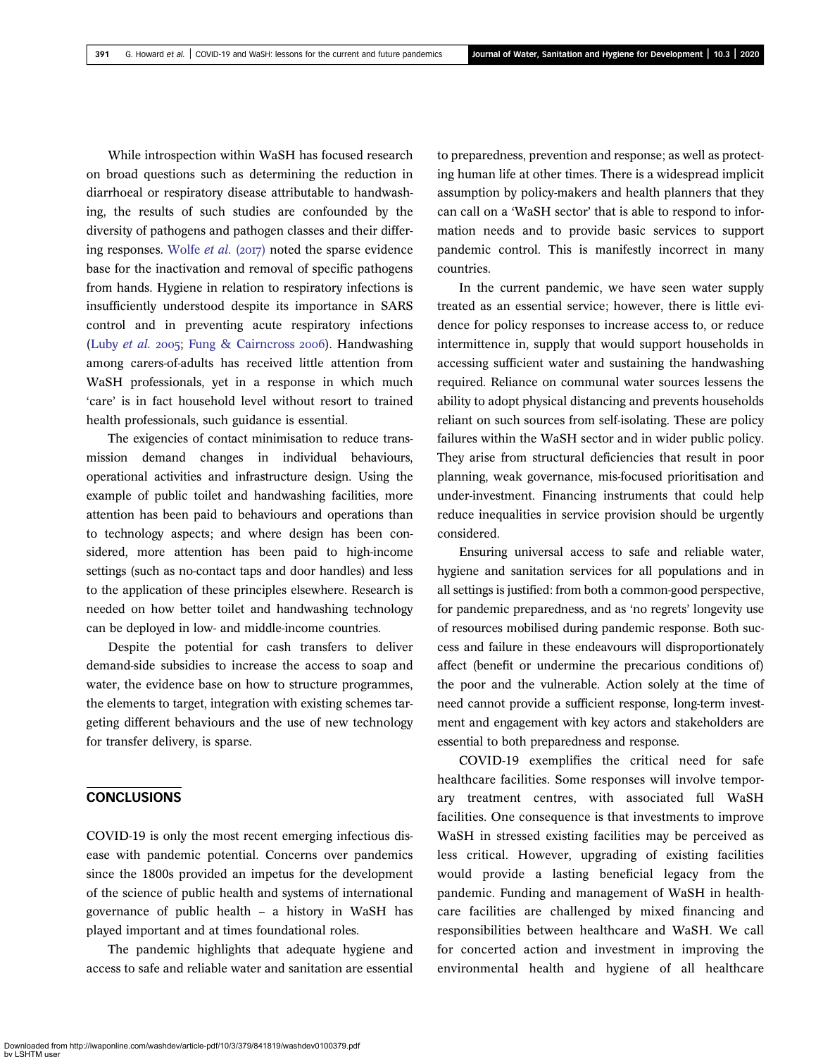While introspection within WaSH has focused research on broad questions such as determining the reduction in diarrhoeal or respiratory disease attributable to handwashing, the results of such studies are confounded by the diversity of pathogens and pathogen classes and their differing responses. Wolfe *et al.* (2017) noted the sparse evidence base for the inactivation and removal of specific pathogens from hands. Hygiene in relation to respiratory infections is insufficiently understood despite its importance in SARS control and in preventing acute respiratory infections (Luby *et al.* 2005; Fung & Cairncross 2006). Handwashing among carers-of-adults has received little attention from WaSH professionals, yet in a response in which much 'care' is in fact household level without resort to trained health professionals, such guidance is essential.

The exigencies of contact minimisation to reduce transmission demand changes in individual behaviours, operational activities and infrastructure design. Using the example of public toilet and handwashing facilities, more attention has been paid to behaviours and operations than to technology aspects; and where design has been considered, more attention has been paid to high-income settings (such as no-contact taps and door handles) and less to the application of these principles elsewhere. Research is needed on how better toilet and handwashing technology can be deployed in low- and middle-income countries.

Despite the potential for cash transfers to deliver demand-side subsidies to increase the access to soap and water, the evidence base on how to structure programmes, the elements to target, integration with existing schemes targeting different behaviours and the use of new technology for transfer delivery, is sparse.

## CONCLUSIONS

COVID-19 is only the most recent emerging infectious disease with pandemic potential. Concerns over pandemics since the 1800s provided an impetus for the development of the science of public health and systems of international governance of public health – a history in WaSH has played important and at times foundational roles.

The pandemic highlights that adequate hygiene and access to safe and reliable water and sanitation are essential to preparedness, prevention and response; as well as protecting human life at other times. There is a widespread implicit assumption by policy-makers and health planners that they can call on a 'WaSH sector' that is able to respond to information needs and to provide basic services to support pandemic control. This is manifestly incorrect in many countries.

In the current pandemic, we have seen water supply treated as an essential service; however, there is little evidence for policy responses to increase access to, or reduce intermittence in, supply that would support households in accessing sufficient water and sustaining the handwashing required. Reliance on communal water sources lessens the ability to adopt physical distancing and prevents households reliant on such sources from self-isolating. These are policy failures within the WaSH sector and in wider public policy. They arise from structural deficiencies that result in poor planning, weak governance, mis-focused prioritisation and under-investment. Financing instruments that could help reduce inequalities in service provision should be urgently considered.

Ensuring universal access to safe and reliable water, hygiene and sanitation services for all populations and in all settings is justified: from both a common-good perspective, for pandemic preparedness, and as 'no regrets' longevity use of resources mobilised during pandemic response. Both success and failure in these endeavours will disproportionately affect (benefit or undermine the precarious conditions of) the poor and the vulnerable. Action solely at the time of need cannot provide a sufficient response, long-term investment and engagement with key actors and stakeholders are essential to both preparedness and response.

COVID-19 exemplifies the critical need for safe healthcare facilities. Some responses will involve temporary treatment centres, with associated full WaSH facilities. One consequence is that investments to improve WaSH in stressed existing facilities may be perceived as less critical. However, upgrading of existing facilities would provide a lasting beneficial legacy from the pandemic. Funding and management of WaSH in healthcare facilities are challenged by mixed financing and responsibilities between healthcare and WaSH. We call for concerted action and investment in improving the environmental health and hygiene of all healthcare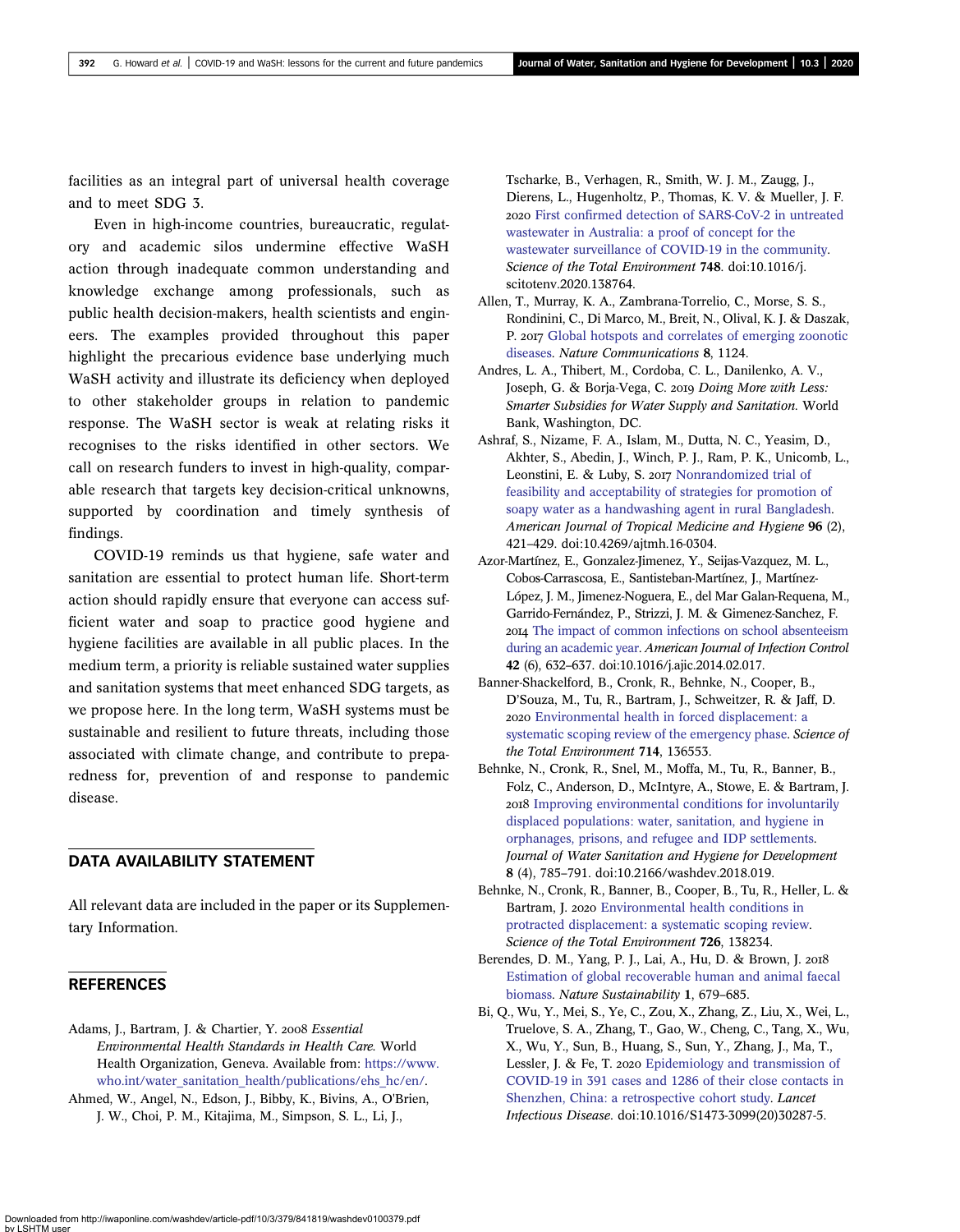facilities as an integral part of universal health coverage and to meet SDG 3.

Even in high-income countries, bureaucratic, regulatory and academic silos undermine effective WaSH action through inadequate common understanding and knowledge exchange among professionals, such as public health decision-makers, health scientists and engineers. The examples provided throughout this paper highlight the precarious evidence base underlying much WaSH activity and illustrate its deficiency when deployed to other stakeholder groups in relation to pandemic response. The WaSH sector is weak at relating risks it recognises to the risks identified in other sectors. We call on research funders to invest in high-quality, comparable research that targets key decision-critical unknowns, supported by coordination and timely synthesis of findings.

COVID-19 reminds us that hygiene, safe water and sanitation are essential to protect human life. Short-term action should rapidly ensure that everyone can access sufficient water and soap to practice good hygiene and hygiene facilities are available in all public places. In the medium term, a priority is reliable sustained water supplies and sanitation systems that meet enhanced SDG targets, as we propose here. In the long term, WaSH systems must be sustainable and resilient to future threats, including those associated with climate change, and contribute to preparedness for, prevention of and response to pandemic disease.

## DATA AVAILABILITY STATEMENT

All relevant data are included in the paper or its Supplementary Information.

## REFERENCES

Adams, J., Bartram, J. & Chartier, Y. 2008 *Essential Environmental Health Standards in Health Care*. World Health Organization, Geneva. Available from: https://www.who.int/water_sanitation_health/publications/ehs_hc/en/.

Ahmed, W., Angel, N., Edson, J., Bibby, K., Bivins, A., O'Brien, J. W., Choi, P. M., Kitajima, M., Simpson, S. L., Li, J., Tscharke, B., Verhagen, R., Smith, W. J. M., Zaugg, J., Dierens, L., Hugenholtz, P., Thomas, K. V. & Mueller, J. F. 2020 First confirmed detection of SARS-CoV-2 in untreated wastewater in Australia: a proof of concept for the wastewater surveillance of COVID-19 in the community. *Science of the Total Environment* **748**. doi:10.1016/j.scitotenv.2020.138764.

Allen, T., Murray, K. A., Zambrana-Torrelio, C., Morse, S. S., Rondinini, C., Di Marco, M., Breit, N., Olival, K. J. & Daszak, P. 2017 Global hotspots and correlates of emerging zoonotic diseases. *Nature Communications* **8**, 1124.

Andres, L. A., Thibert, M., Cordoba, C. L., Danilenko, A. V., Joseph, G. & Borja-Vega, C. 2019 *Doing More with Less: Smarter Subsidies for Water Supply and Sanitation*. World Bank, Washington, DC.

Ashraf, S., Nizame, F. A., Islam, M., Dutta, N. C., Yeasim, D., Akhter, S., Abedin, J., Winch, P. J., Ram, P. K., Unicomb, L., Leonstini, E. & Luby, S. 2017 Nonrandomized trial of feasibility and acceptability of strategies for promotion of soapy water as a handwashing agent in rural Bangladesh. *American Journal of Tropical Medicine and Hygiene* **96** (2), 421–429. doi:10.4269/ajtmh.16-0304.

Azor-Martínez, E., Gonzalez-Jimenez, Y., Seijas-Vazquez, M. L., Cobos-Carrascosa, E., Santisteban-Martínez, J., Martínez-López, J. M., Jimenez-Noguera, E., del Mar Galan-Requena, M., Garrido-Fernández, P., Strizzi, J. M. & Gimenez-Sanchez, F. 2014 The impact of common infections on school absenteeism during an academic year. *American Journal of Infection Control* **42** (6), 632–637. doi:10.1016/j.ajic.2014.02.017.

Banner-Shackelford, B., Cronk, R., Behnke, N., Cooper, B., D'Souza, M., Tu, R., Bartram, J., Schweitzer, R. & Jaff, D. 2020 Environmental health in forced displacement: a systematic scoping review of the emergency phase. *Science of the Total Environment* **714**, 136553.

Behnke, N., Cronk, R., Snel, M., Moffa, M., Tu, R., Banner, B., Folz, C., Anderson, D., McIntyre, A., Stowe, E. & Bartram, J. 2018 Improving environmental conditions for involuntarily displaced populations: water, sanitation, and hygiene in orphanages, prisons, and refugee and IDP settlements. *Journal of Water Sanitation and Hygiene for Development* **8** (4), 785–791. doi:10.2166/washdev.2018.019.

Behnke, N., Cronk, R., Banner, B., Cooper, B., Tu, R., Heller, L. & Bartram, J. 2020 Environmental health conditions in protracted displacement: a systematic scoping review. *Science of the Total Environment* **726**, 138234.

Berendes, D. M., Yang, P. J., Lai, A., Hu, D. & Brown, J. 2018 Estimation of global recoverable human and animal faecal biomass. *Nature Sustainability* **1**, 679–685.

Bi, Q., Wu, Y., Mei, S., Ye, C., Zou, X., Zhang, Z., Liu, X., Wei, L., Truelove, S. A., Zhang, T., Gao, W., Cheng, C., Tang, X., Wu, X., Wu, Y., Sun, B., Huang, S., Sun, Y., Zhang, J., Ma, T., Lessler, J. & Fe, T. 2020 Epidemiology and transmission of COVID-19 in 391 cases and 1286 of their close contacts in Shenzhen, China: a retrospective cohort study. *Lancet Infectious Disease*. doi:10.1016/S1473-3099(20)30287-5.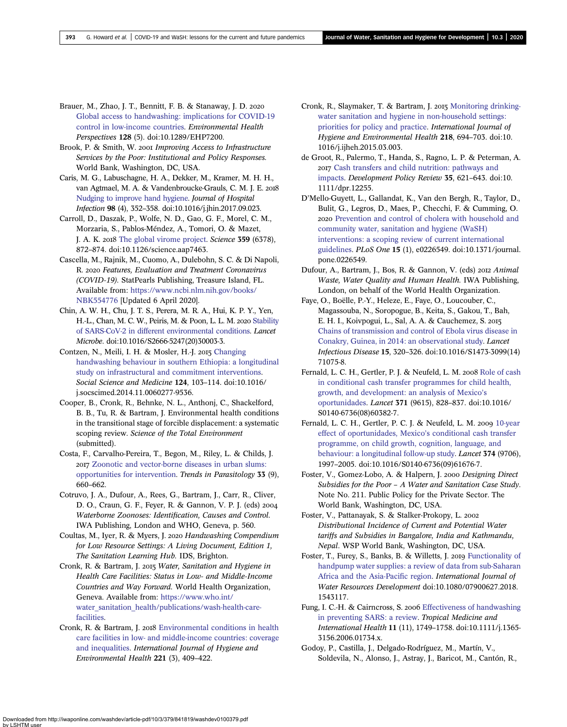Brauer, M., Zhao, J. T., Bennitt, F. B. & Stanaway, J. D. 2020 Global access to handwashing: implications for COVID-19 control in low-income countries. *Environmental Health Perspectives* **128** (5). doi:10.1289/EHP7200.

Brook, P. & Smith, W. 2001 *Improving Access to Infrastructure Services by the Poor: Institutional and Policy Responses*. World Bank, Washington, DC, USA.

Caris, M. G., Labuschagne, H. A., Dekker, M., Kramer, M. H. H., van Agtmael, M. A. & Vandenbroucke-Grauls, C. M. J. E. 2018 Nudging to improve hand hygiene. *Journal of Hospital Infection* **98** (4), 352–358. doi:10.1016/j.jhin.2017.09.023.

Carroll, D., Daszak, P., Wolfe, N. D., Gao, G. F., Morel, C. M., Morzaria, S., Pablos-Méndez, A., Tomori, O. & Mazet, J. A. K. 2018 The global virome project. *Science* **359** (6378), 872–874. doi:10.1126/science.aap7463.

Cascella, M., Rajnik, M., Cuomo, A., Dulebohn, S. C. & Di Napoli, R. 2020 *Features, Evaluation and Treatment Coronavirus (COVID-19)*. StatPearls Publishing, Treasure Island, FL. Available from: https://www.ncbi.nlm.nih.gov/books/NBK554776 [Updated 6 April 2020].

Chin, A. W. H., Chu, J. T. S., Perera, M. R. A., Hui, K. P. Y., Yen, H.-L., Chan, M. C. W., Peiris, M. & Poon, L. L. M. 2020 Stability of SARS-CoV-2 in different environmental conditions. *Lancet Microbe*. doi:10.1016/S2666-5247(20)30003-3.

Contzen, N., Meili, I. H. & Mosler, H.-J. 2015 Changing handwashing behaviour in southern Ethiopia: a longitudinal study on infrastructural and commitment interventions. *Social Science and Medicine* **124**, 103–114. doi:10.1016/j.socscimed.2014.11.0060277-9536.

Cooper, B., Cronk, R., Behnke, N. L., Anthonj, C., Shackelford, B. B., Tu, R. & Bartram, J. Environmental health conditions in the transitional stage of forcible displacement: a systematic scoping review. *Science of the Total Environment* (submitted).

Costa, F., Carvalho-Pereira, T., Begon, M., Riley, L. & Childs, J. 2017 Zoonotic and vector-borne diseases in urban slums: opportunities for intervention. *Trends in Parasitology* **33** (9), 660–662.

Cotruvo, J. A., Dufour, A., Rees, G., Bartram, J., Carr, R., Cliver, D. O., Craun, G. F., Feyer, R. & Gannon, V. P. J. (eds) 2004 *Waterborne Zoonoses: Identification, Causes and Control*. IWA Publishing, London and WHO, Geneva, p. 560.

Coultas, M., Iyer, R. & Myers, J. 2020 *Handwashing Compendium for Low Resource Settings: A Living Document, Edition 1, The Sanitation Learning Hub*. IDS, Brighton.

Cronk, R. & Bartram, J. 2015 *Water, Sanitation and Hygiene in Health Care Facilities: Status in Low- and Middle-Income Countries and Way Forward*. World Health Organization, Geneva. Available from: https://www.who.int/water_sanitation_health/publications/wash-health-care-facilities.

Cronk, R. & Bartram, J. 2018 Environmental conditions in health care facilities in low- and middle-income countries: coverage and inequalities. *International Journal of Hygiene and Environmental Health* **221** (3), 409–422.

Cronk, R., Slaymaker, T. & Bartram, J. 2015 Monitoring drinking-water sanitation and hygiene in non-household settings: priorities for policy and practice. *International Journal of Hygiene and Environmental Health* **218**, 694–703. doi:10.1016/j.ijheh.2015.03.003.

de Groot, R., Palermo, T., Handa, S., Ragno, L. P. & Peterman, A. 2017 Cash transfers and child nutrition: pathways and impacts. *Development Policy Review* **35**, 621–643. doi:10.1111/dpr.12255.

D'Mello-Guyett, L., Gallandat, K., Van den Bergh, R., Taylor, D., Bulit, G., Legros, D., Maes, P., Checchi, F. & Cumming, O. 2020 Prevention and control of cholera with household and community water, sanitation and hygiene (WaSH) interventions: a scoping review of current international guidelines. *PLoS One* **15** (1), e0226549. doi:10.1371/journal.pone.0226549.

Dufour, A., Bartram, J., Bos, R. & Gannon, V. (eds) 2012 *Animal Waste, Water Quality and Human Health*. IWA Publishing, London, on behalf of the World Health Organization.

Faye, O., Boëlle, P.-Y., Heleze, E., Faye, O., Loucouber, C., Magassouba, N., Soropogue, B., Keita, S., Gakou, T., Bah, E. H. I., Koivpogui, L., Sal, A. A. & Cauchemez, S. 2015 Chains of transmission and control of Ebola virus disease in Conakry, Guinea, in 2014: an observational study. *Lancet Infectious Disease* **15**, 320–326. doi:10.1016/S1473-3099(14)71075-8.

Fernald, L. C. H., Gertler, P. J. & Neufeld, L. M. 2008 Role of cash in conditional cash transfer programmes for child health, growth, and development: an analysis of Mexico's oportunidades. *Lancet* **371** (9615), 828–837. doi:10.1016/S0140-6736(08)60382-7.

Fernald, L. C. H., Gertler, P. C. J. & Neufeld, L. M. 2009 10-year effect of oportunidades, Mexico's conditional cash transfer programme, on child growth, cognition, language, and behaviour: a longitudinal follow-up study. *Lancet* **374** (9706), 1997–2005. doi:10.1016/S0140-6736(09)61676-7.

Foster, V., Gomez-Lobo, A. & Halpern, J. 2000 *Designing Direct Subsidies for the Poor – A Water and Sanitation Case Study*. Note No. 211. Public Policy for the Private Sector. The World Bank, Washington, DC, USA.

Foster, V., Pattanayak, S. & Stalker-Prokopy, L. 2002 *Distributional Incidence of Current and Potential Water tariffs and Subsidies in Bangalore, India and Kathmandu, Nepal*. WSP World Bank, Washington, DC, USA.

Foster, T., Furey, S., Banks, B. & Willetts, J. 2019 Functionality of handpump water supplies: a review of data from sub-Saharan Africa and the Asia-Pacific region. *International Journal of Water Resources Development* doi:10.1080/07900627.2018.1543117.

Fung, I. C.-H. & Cairncross, S. 2006 Effectiveness of handwashing in preventing SARS: a review. *Tropical Medicine and International Health* **11** (11), 1749–1758. doi:10.1111/j.1365-3156.2006.01734.x.

Godoy, P., Castilla, J., Delgado-Rodríguez, M., Martín, V., Soldevila, N., Alonso, J., Astray, J., Baricot, M., Cantón, R.,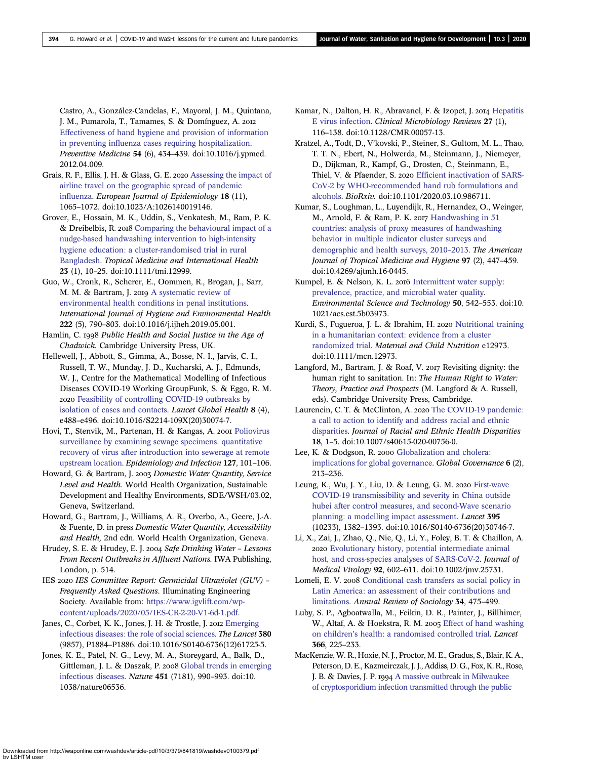Castro, A., González-Candelas, F., Mayoral, J. M., Quintana, J. M., Pumarola, T., Tamames, S. & Domínguez, A. 2012 Effectiveness of hand hygiene and provision of information in preventing influenza cases requiring hospitalization. *Preventive Medicine* **54** (6), 434–439. doi:10.1016/j.ypmed.2012.04.009.

Grais, R. F., Ellis, J. H. & Glass, G. E. 2020 Assessing the impact of airline travel on the geographic spread of pandemic influenza. *European Journal of Epidemiology* **18** (11), 1065–1072. doi:10.1023/A:1026140019146.

Grover, E., Hossain, M. K., Uddin, S., Venkatesh, M., Ram, P. K. & Dreibelbis, R. 2018 Comparing the behavioural impact of a nudge-based handwashing intervention to high-intensity hygiene education: a cluster-randomised trial in rural Bangladesh. *Tropical Medicine and International Health* **23** (1), 10–25. doi:10.1111/tmi.12999.

Guo, W., Cronk, R., Scherer, E., Oommen, R., Brogan, J., Sarr, M. M. & Bartram, J. 2019 A systematic review of environmental health conditions in penal institutions. *International Journal of Hygiene and Environmental Health* **222** (5), 790–803. doi:10.1016/j.ijheh.2019.05.001.

Hamlin, C. 1998 *Public Health and Social Justice in the Age of Chadwick*. Cambridge University Press, UK.

Hellewell, J., Abbott, S., Gimma, A., Bosse, N. I., Jarvis, C. I., Russell, T. W., Munday, J. D., Kucharski, A. J., Edmunds, W. J., Centre for the Mathematical Modelling of Infectious Diseases COVID-19 Working GroupFunk, S. & Eggo, R. M. 2020 Feasibility of controlling COVID-19 outbreaks by isolation of cases and contacts. *Lancet Global Health* **8** (4), e488–e496. doi:10.1016/S2214-109X(20)30074-7.

Hovi, T., Stenvik, M., Partenan, H. & Kangas, A. 2001 Poliovirus surveillance by examining sewage specimens. quantitative recovery of virus after introduction into sewerage at remote upstream location. *Epidemiology and Infection* **127**, 101–106.

Howard, G. & Bartram, J. 2003 *Domestic Water Quantity, Service Level and Health.* World Health Organization, Sustainable Development and Healthy Environments, SDE/WSH/03.02, Geneva, Switzerland.

Howard, G., Bartram, J., Williams, A. R., Overbo, A., Geere, J.-A. & Fuente, D. in press *Domestic Water Quantity, Accessibility and Health,* 2nd edn. World Health Organization, Geneva.

Hrudey, S. E. & Hrudey, E. J. 2004 *Safe Drinking Water – Lessons From Recent Outbreaks in Affluent Nations.* IWA Publishing, London, p. 514.

IES 2020 *IES Committee Report: Germicidal Ultraviolet (GUV) – Frequently Asked Questions*. Illuminating Engineering Society. Available from: https://www.igvlift.com/wp-content/uploads/2020/05/IES-CR-2-20-V1-6d-1.pdf.

Janes, C., Corbet, K. K., Jones, J. H. & Trostle, J. 2012 Emerging infectious diseases: the role of social sciences. *The Lancet* **380** (9857), P1884–P1886. doi:10.1016/S0140-6736(12)61725-5.

Jones, K. E., Patel, N. G., Levy, M. A., Storeygard, A., Balk, D., Gittleman, J. L. & Daszak, P. 2008 Global trends in emerging infectious diseases. *Nature* **451** (7181), 990–993. doi:10.1038/nature06536.

Kamar, N., Dalton, H. R., Abravanel, F. & Izopet, J. 2014 Hepatitis E virus infection. *Clinical Microbiology Reviews* **27** (1), 116–138. doi:10.1128/CMR.00057-13.

Kratzel, A., Todt, D., V'kovski, P., Steiner, S., Gultom, M. L., Thao, T. T. N., Ebert, N., Holwerda, M., Steinmann, J., Niemeyer, D., Dijkman, R., Kampf, G., Drosten, C., Steinmann, E., Thiel, V. & Pfaender, S. 2020 Efficient inactivation of SARS-CoV-2 by WHO-recommended hand rub formulations and alcohols. *BioRxiv.* doi:10.1101/2020.03.10.986711.

Kumar, S., Loughman, L., Luyendijk, R., Hernandez, O., Weinger, M., Arnold, F. & Ram, P. K. 2017 Handwashing in 51 countries: analysis of proxy measures of handwashing behavior in multiple indicator cluster surveys and demographic and health surveys, 2010–2013. *The American Journal of Tropical Medicine and Hygiene* **97** (2), 447–459. doi:10.4269/ajtmh.16-0445.

Kumpel, E. & Nelson, K. L. 2016 Intermittent water supply: prevalence, practice, and microbial water quality. *Environmental Science and Technology* **50**, 542–553. doi:10.1021/acs.est.5b03973.

Kurdi, S., Fugueroa, J. L. & Ibrahim, H. 2020 Nutritional training in a humanitarian context: evidence from a cluster randomized trial. *Maternal and Child Nutrition* e12973. doi:10.1111/mcn.12973.

Langford, M., Bartram, J. & Roaf, V. 2017 Revisiting dignity: the human right to sanitation. In: *The Human Right to Water: Theory, Practice and Prospects* (M. Langford & A. Russell, eds). Cambridge University Press, Cambridge.

Laurencin, C. T. & McClinton, A. 2020 The COVID-19 pandemic: a call to action to identify and address racial and ethnic disparities. *Journal of Racial and Ethnic Health Disparities* **18**, 1–5. doi:10.1007/s40615-020-00756-0.

Lee, K. & Dodgson, R. 2000 Globalization and cholera: implications for global governance. *Global Governance* **6** (2), 213–236.

Leung, K., Wu, J. Y., Liu, D. & Leung, G. M. 2020 First-wave COVID-19 transmissibility and severity in China outside hubei after control measures, and second-Wave scenario planning: a modelling impact assessment. *Lancet* **395** (10233), 1382–1393. doi:10.1016/S0140-6736(20)30746-7.

Li, X., Zai, J., Zhao, Q., Nie, Q., Li, Y., Foley, B. T. & Chaillon, A. 2020 Evolutionary history, potential intermediate animal host, and cross-species analyses of SARS-CoV-2. *Journal of Medical Virology* **92**, 602–611. doi:10.1002/jmv.25731.

Lomeli, E. V. 2008 Conditional cash transfers as social policy in Latin America: an assessment of their contributions and limitations. *Annual Review of Sociology* **34**, 475–499.

Luby, S. P., Agboatwalla, M., Feikin, D. R., Painter, J., Billhimer, W., Altaf, A. & Hoekstra, R. M. 2005 Effect of hand washing on children's health: a randomised controlled trial. *Lancet* **366**, 225–233.

MacKenzie, W. R., Hoxie, N. J., Proctor, M. E., Gradus, S., Blair, K. A., Peterson, D. E., Kazmeirczak, J. J., Addiss, D. G., Fox, K. R., Rose, J. B. & Davies, J. P. 1994 A massive outbreak in Milwaukee of cryptosporidium infection transmitted through the public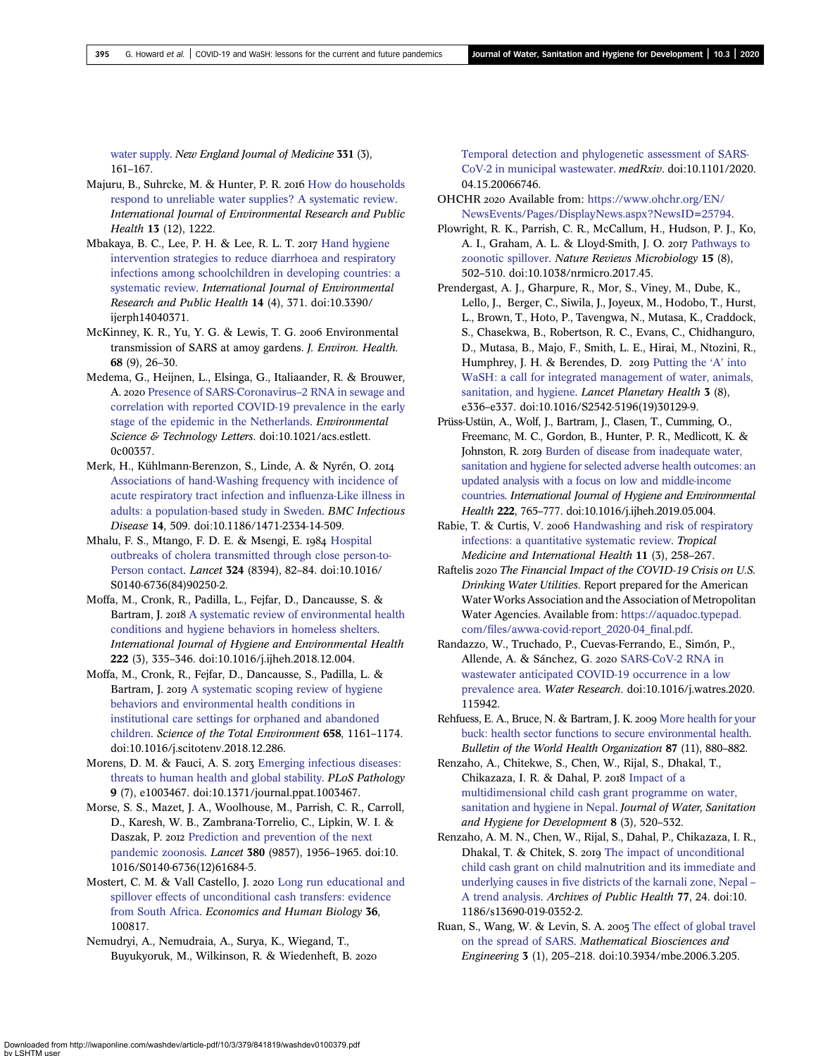water supply. *New England Journal of Medicine* **331** (3), 161–167.

Majuru, B., Suhrcke, M. & Hunter, P. R. 2016 How do households respond to unreliable water supplies? A systematic review. *International Journal of Environmental Research and Public Health* **13** (12), 1222.

Mbakaya, B. C., Lee, P. H. & Lee, R. L. T. 2017 Hand hygiene intervention strategies to reduce diarrhoea and respiratory infections among schoolchildren in developing countries: a systematic review. *International Journal of Environmental Research and Public Health* **14** (4), 371. doi:10.3390/ijerph14040371.

McKinney, K. R., Yu, Y. G. & Lewis, T. G. 2006 Environmental transmission of SARS at amoy gardens. *J. Environ. Health.* **68** (9), 26–30.

Medema, G., Heijnen, L., Elsinga, G., Italiaander, R. & Brouwer, A. 2020 Presence of SARS-Coronavirus–2 RNA in sewage and correlation with reported COVID-19 prevalence in the early stage of the epidemic in the Netherlands. *Environmental Science & Technology Letters*. doi:10.1021/acs.estlett.0c00357.

Merk, H., Kühlmann-Berenzon, S., Linde, A. & Nyrén, O. 2014 Associations of hand-Washing frequency with incidence of acute respiratory tract infection and influenza-Like illness in adults: a population-based study in Sweden. *BMC Infectious Disease* **14**, 509. doi:10.1186/1471-2334-14-509.

Mhalu, F. S., Mtango, F. D. E. & Msengi, E. 1984 Hospital outbreaks of cholera transmitted through close person-to-Person contact. *Lancet* **324** (8394), 82–84. doi:10.1016/S0140-6736(84)90250-2.

Moffa, M., Cronk, R., Padilla, L., Fejfar, D., Dancausse, S. & Bartram, J. 2018 A systematic review of environmental health conditions and hygiene behaviors in homeless shelters. *International Journal of Hygiene and Environmental Health* **222** (3), 335–346. doi:10.1016/j.ijheh.2018.12.004.

Moffa, M., Cronk, R., Fejfar, D., Dancausse, S., Padilla, L. & Bartram, J. 2019 A systematic scoping review of hygiene behaviors and environmental health conditions in institutional care settings for orphaned and abandoned children. *Science of the Total Environment* **658**, 1161–1174. doi:10.1016/j.scitotenv.2018.12.286.

Morens, D. M. & Fauci, A. S. 2013 Emerging infectious diseases: threats to human health and global stability. *PLoS Pathology* **9** (7), e1003467. doi:10.1371/journal.ppat.1003467.

Morse, S. S., Mazet, J. A., Woolhouse, M., Parrish, C. R., Carroll, D., Karesh, W. B., Zambrana-Torrelio, C., Lipkin, W. I. & Daszak, P. 2012 Prediction and prevention of the next pandemic zoonosis. *Lancet* **380** (9857), 1956–1965. doi:10.1016/S0140-6736(12)61684-5.

Mostert, C. M. & Vall Castello, J. 2020 Long run educational and spillover effects of unconditional cash transfers: evidence from South Africa. *Economics and Human Biology* **36**, 100817.

Nemudryi, A., Nemudraia, A., Surya, K., Wiegand, T., Buyukyoruk, M., Wilkinson, R. & Wiedenheft, B. 2020 Temporal detection and phylogenetic assessment of SARS-CoV-2 in municipal wastewater. *medRxiv*. doi:10.1101/2020.04.15.20066746.

OHCHR 2020 Available from: https://www.ohchr.org/EN/NewsEvents/Pages/DisplayNews.aspx?NewsID=25794.

Plowright, R. K., Parrish, C. R., McCallum, H., Hudson, P. J., Ko, A. I., Graham, A. L. & Lloyd-Smith, J. O. 2017 Pathways to zoonotic spillover. *Nature Reviews Microbiology* **15** (8), 502–510. doi:10.1038/nrmicro.2017.45.

Prendergast, A. J., Gharpure, R., Mor, S., Viney, M., Dube, K., Lello, J., Berger, C., Siwila, J., Joyeux, M., Hodobo, T., Hurst, L., Brown, T., Hoto, P., Tavengwa, N., Mutasa, K., Craddock, S., Chasekwa, B., Robertson, R. C., Evans, C., Chidhanguro, D., Mutasa, B., Majo, F., Smith, L. E., Hirai, M., Ntozini, R., Humphrey, J. H. & Berendes, D. 2019 Putting the 'A' into WaSH: a call for integrated management of water, animals, sanitation, and hygiene. *Lancet Planetary Health* **3** (8), e336–e337. doi:10.1016/S2542-5196(19)30129-9.

Prüss-Ustün, A., Wolf, J., Bartram, J., Clasen, T., Cumming, O., Freemanc, M. C., Gordon, B., Hunter, P. R., Medlicott, K. & Johnston, R. 2019 Burden of disease from inadequate water, sanitation and hygiene for selected adverse health outcomes: an updated analysis with a focus on low and middle-income countries. *International Journal of Hygiene and Environmental Health* **222**, 765–777. doi:10.1016/j.ijheh.2019.05.004.

Rabie, T. & Curtis, V. 2006 Handwashing and risk of respiratory infections: a quantitative systematic review. *Tropical Medicine and International Health* **11** (3), 258–267.

Raftelis 2020 *The Financial Impact of the COVID-19 Crisis on U.S. Drinking Water Utilities*. Report prepared for the American Water Works Association and the Association of Metropolitan Water Agencies. Available from: https://aquadoc.typepad.com/files/awwa-covid-report_2020-04_final.pdf.

Randazzo, W., Truchado, P., Cuevas-Ferrando, E., Simón, P., Allende, A. & Sánchez, G. 2020 SARS-CoV-2 RNA in wastewater anticipated COVID-19 occurrence in a low prevalence area. *Water Research*. doi:10.1016/j.watres.2020.115942.

Rehfuess, E. A., Bruce, N. & Bartram, J. K. 2009 More health for your buck: health sector functions to secure environmental health. *Bulletin of the World Health Organization* **87** (11), 880–882.

Renzaho, A., Chitekwe, S., Chen, W., Rijal, S., Dhakal, T., Chikazaza, I. R. & Dahal, P. 2018 Impact of a multidimensional child cash grant programme on water, sanitation and hygiene in Nepal. *Journal of Water, Sanitation and Hygiene for Development* **8** (3), 520–532.

Renzaho, A. M. N., Chen, W., Rijal, S., Dahal, P., Chikazaza, I. R., Dhakal, T. & Chitek, S. 2019 The impact of unconditional child cash grant on child malnutrition and its immediate and underlying causes in five districts of the karnali zone, Nepal – A trend analysis. *Archives of Public Health* **77**, 24. doi:10.1186/s13690-019-0352-2.

Ruan, S., Wang, W. & Levin, S. A. 2005 The effect of global travel on the spread of SARS. *Mathematical Biosciences and Engineering* **3** (1), 205–218. doi:10.3934/mbe.2006.3.205.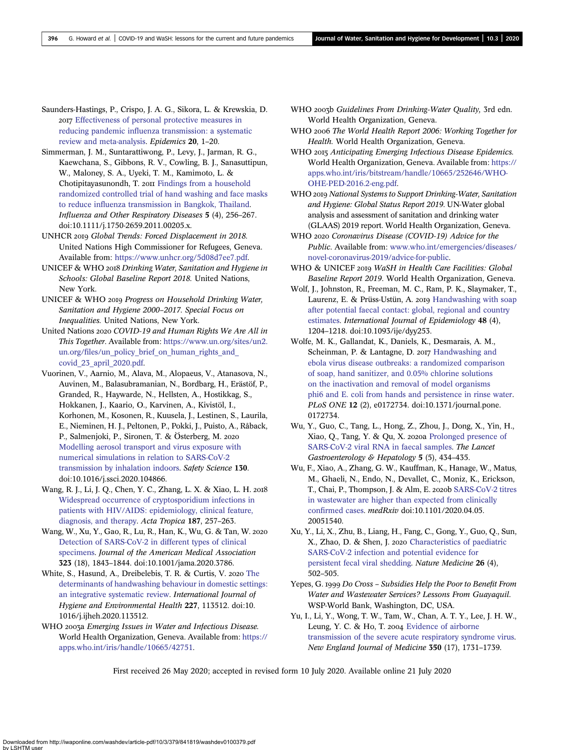Saunders-Hastings, P., Crispo, J. A. G., Sikora, L. & Krewskia, D. 2017 Effectiveness of personal protective measures in reducing pandemic influenza transmission: a systematic review and meta-analysis. *Epidemics* **20**, 1–20.

Simmerman, J. M., Suntarattiwong, P., Levy, J., Jarman, R. G., Kaewchana, S., Gibbons, R. V., Cowling, B. J., Sanasuttipun, W., Maloney, S. A., Uyeki, T. M., Kamimoto, L. & Chotipitayasunondh, T. 2011 Findings from a household randomized controlled trial of hand washing and face masks to reduce influenza transmission in Bangkok, Thailand. *Influenza and Other Respiratory Diseases* **5** (4), 256–267. doi:10.1111/j.1750-2659.2011.00205.x.

UNHCR 2019 *Global Trends: Forced Displacement in 2018*. United Nations High Commissioner for Refugees, Geneva. Available from: https://www.unhcr.org/5d08d7ee7.pdf.

UNICEF & WHO 2018 *Drinking Water, Sanitation and Hygiene in Schools: Global Baseline Report 2018*. United Nations, New York.

UNICEF & WHO 2019 *Progress on Household Drinking Water, Sanitation and Hygiene 2000–2017. Special Focus on Inequalities*. United Nations, New York.

United Nations 2020 *COVID-19 and Human Rights We Are All in This Together*. Available from: https://www.un.org/sites/un2.un.org/files/un_policy_brief_on_human_rights_and_covid_23_april_2020.pdf.

Vuorinen, V., Aarnio, M., Alava, M., Alopaeus, V., Atanasova, N., Auvinen, M., Balasubramanian, N., Bordbarg, H., Erästöf, P., Granded, R., Haywarde, N., Hellsten, A., Hostikkag, S., Hokkanen, J., Kaario, O., Karvinen, A., Kivistöl, I., Korhonen, M., Kosonen, R., Kuusela, J., Lestinen, S., Laurila, E., Nieminen, H. J., Peltonen, P., Pokki, J., Puisto, A., Råback, P., Salmenjoki, P., Sironen, T. & Österberg, M. 2020 Modelling aerosol transport and virus exposure with numerical simulations in relation to SARS-CoV-2 transmission by inhalation indoors. *Safety Science* **130**. doi:10.1016/j.ssci.2020.104866.

Wang, R. J., Li, J. Q., Chen, Y. C., Zhang, L. X. & Xiao, L. H. 2018 Widespread occurrence of cryptosporidium infections in patients with HIV/AIDS: epidemiology, clinical feature, diagnosis, and therapy. *Acta Tropica* **187**, 257–263.

Wang, W., Xu, Y., Gao, R., Lu, R., Han, K., Wu, G. & Tan, W. 2020 Detection of SARS-CoV-2 in different types of clinical specimens. *Journal of the American Medical Association* **323** (18), 1843–1844. doi:10.1001/jama.2020.3786.

White, S., Hasund, A., Dreibelebis, T. R. & Curtis, V. 2020 The determinants of handwashing behaviour in domestic settings: an integrative systematic review. *International Journal of Hygiene and Environmental Health* **227**, 113512. doi:10.1016/j.ijheh.2020.113512.

WHO 2003a *Emerging Issues in Water and Infectious Disease*. World Health Organization, Geneva. Available from: https://apps.who.int/iris/handle/10665/42751.

WHO 2003b *Guidelines From Drinking-Water Quality*, 3rd edn. World Health Organization, Geneva.

WHO 2006 *The World Health Report 2006: Working Together for Health*. World Health Organization, Geneva.

WHO 2015 *Anticipating Emerging Infectious Disease Epidemics*. World Health Organization, Geneva. Available from: https://apps.who.int/iris/bitstream/handle/10665/252646/WHO-OHE-PED-2016.2-eng.pdf.

WHO 2019 *National Systems to Support Drinking-Water, Sanitation and Hygiene: Global Status Report 2019*. UN-Water global analysis and assessment of sanitation and drinking water (GLAAS) 2019 report. World Health Organization, Geneva.

WHO 2020 *Coronavirus Disease (COVID-19) Advice for the Public*. Available from: www.who.int/emergencies/diseases/novel-coronavirus-2019/advice-for-public.

WHO & UNICEF 2019 *WaSH in Health Care Facilities: Global Baseline Report 2019*. World Health Organization, Geneva.

Wolf, J., Johnston, R., Freeman, M. C., Ram, P. K., Slaymaker, T., Laurenz, E. & Prüss-Ustün, A. 2019 Handwashing with soap after potential faecal contact: global, regional and country estimates. *International Journal of Epidemiology* **48** (4), 1204–1218. doi:10.1093/ije/dyy253.

Wolfe, M. K., Gallandat, K., Daniels, K., Desmarais, A. M., Scheinman, P. & Lantagne, D. 2017 Handwashing and ebola virus disease outbreaks: a randomized comparison of soap, hand sanitizer, and 0.05% chlorine solutions on the inactivation and removal of model organisms phi6 and E. coli from hands and persistence in rinse water. *PLoS ONE* **12** (2), e0172734. doi:10.1371/journal.pone.0172734.

Wu, Y., Guo, C., Tang, L., Hong, Z., Zhou, J., Dong, X., Yin, H., Xiao, Q., Tang, Y. & Qu, X. 2020a Prolonged presence of SARS-CoV-2 viral RNA in faecal samples. *The Lancet Gastroenterology & Hepatology* **5** (5), 434–435.

Wu, F., Xiao, A., Zhang, G. W., Kauffman, K., Hanage, W., Matus, M., Ghaeli, N., Endo, N., Devallet, C., Moniz, K., Erickson, T., Chai, P., Thompson, J. & Alm, E. 2020b SARS-CoV-2 titres in wastewater are higher than expected from clinically confirmed cases. *medRxiv* doi:10.1101/2020.04.05.20051540.

Xu, Y., Li, X., Zhu, B., Liang, H., Fang, C., Gong, Y., Guo, Q., Sun, X., Zhao, D. & Shen, J. 2020 Characteristics of paediatric SARS-CoV-2 infection and potential evidence for persistent fecal viral shedding. *Nature Medicine* **26** (4), 502–505.

Yepes, G. 1999 *Do Cross – Subsidies Help the Poor to Benefit From Water and Wastewater Services? Lessons From Guayaquil*. WSP-World Bank, Washington, DC, USA.

Yu, I., Li, Y., Wong, T. W., Tam, W., Chan, A. T. Y., Lee, J. H. W., Leung, Y. C. & Ho, T. 2004 Evidence of airborne transmission of the severe acute respiratory syndrome virus. *New England Journal of Medicine* **350** (17), 1731–1739.

First received 26 May 2020; accepted in revised form 10 July 2020. Available online 21 July 2020